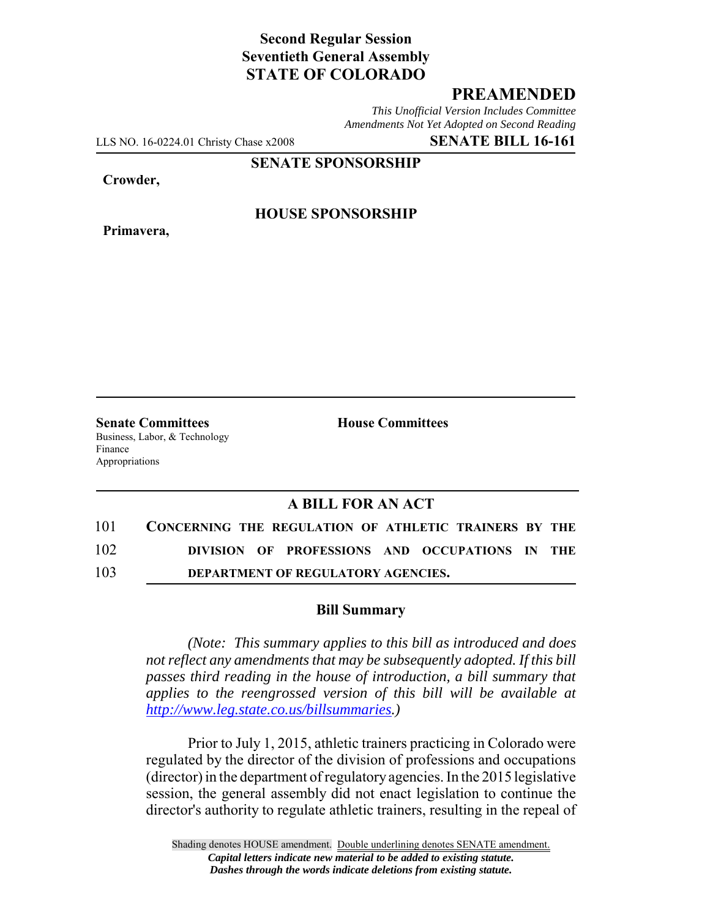**Second Regular Session**
**Seventieth General Assembly**
**STATE OF COLORADO**

## PREAMENDED

*This Unofficial Version Includes Committee Amendments Not Yet Adopted on Second Reading*

LLS NO. 16-0224.01 Christy Chase x2008 **SENATE BILL 16-161**

**SENATE SPONSORSHIP**

**Crowder,**

**HOUSE SPONSORSHIP**

**Primavera,**

**Senate Committees**
Business, Labor, & Technology
Finance
Appropriations

**House Committees**

### A BILL FOR AN ACT

101 **CONCERNING THE REGULATION OF ATHLETIC TRAINERS BY THE**
102 **DIVISION OF PROFESSIONS AND OCCUPATIONS IN THE**
103 **DEPARTMENT OF REGULATORY AGENCIES.**

### Bill Summary

*(Note: This summary applies to this bill as introduced and does not reflect any amendments that may be subsequently adopted. If this bill passes third reading in the house of introduction, a bill summary that applies to the reengrossed version of this bill will be available at http://www.leg.state.co.us/billsummaries.)*

Prior to July 1, 2015, athletic trainers practicing in Colorado were regulated by the director of the division of professions and occupations (director) in the department of regulatory agencies. In the 2015 legislative session, the general assembly did not enact legislation to continue the director's authority to regulate athletic trainers, resulting in the repeal of

Shading denotes HOUSE amendment. Double underlining denotes SENATE amendment.
*Capital letters indicate new material to be added to existing statute.*
*Dashes through the words indicate deletions from existing statute.*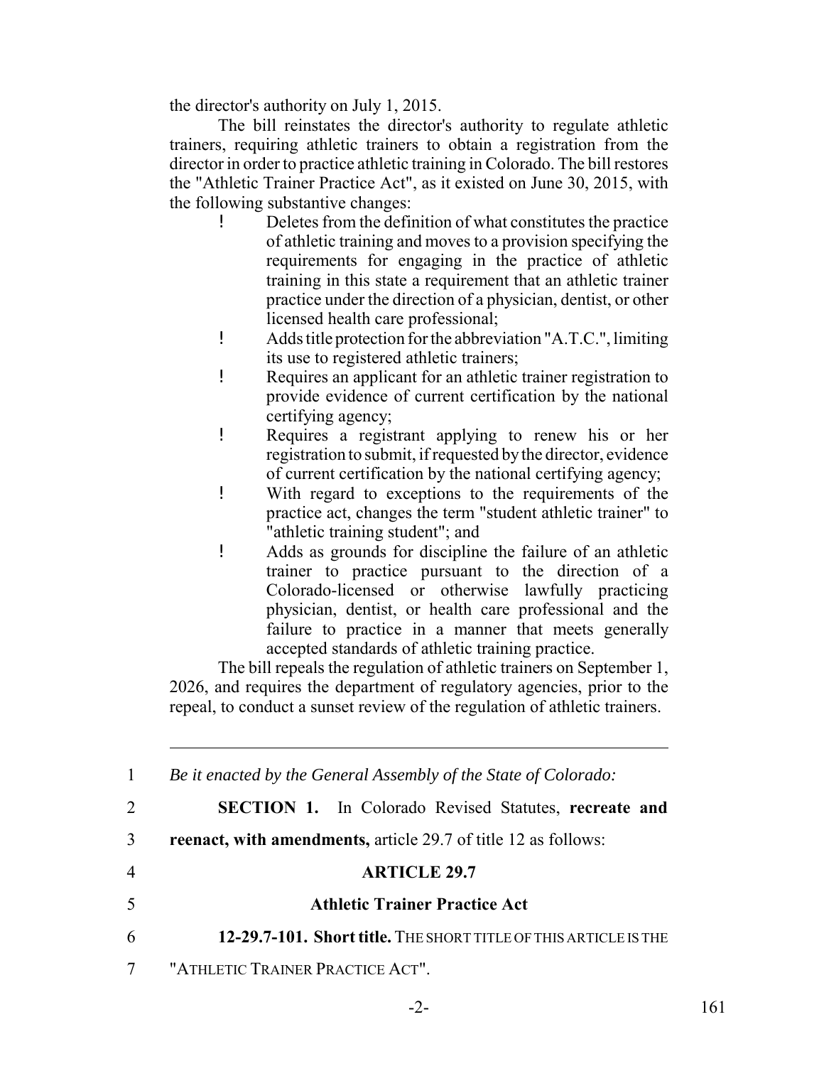the director's authority on July 1, 2015.

The bill reinstates the director's authority to regulate athletic trainers, requiring athletic trainers to obtain a registration from the director in order to practice athletic training in Colorado. The bill restores the "Athletic Trainer Practice Act", as it existed on June 30, 2015, with the following substantive changes:

- Deletes from the definition of what constitutes the practice of athletic training and moves to a provision specifying the requirements for engaging in the practice of athletic training in this state a requirement that an athletic trainer practice under the direction of a physician, dentist, or other licensed health care professional;
- Adds title protection for the abbreviation "A.T.C.", limiting its use to registered athletic trainers;
- Requires an applicant for an athletic trainer registration to provide evidence of current certification by the national certifying agency;
- Requires a registrant applying to renew his or her registration to submit, if requested by the director, evidence of current certification by the national certifying agency;
- With regard to exceptions to the requirements of the practice act, changes the term "student athletic trainer" to "athletic training student"; and
- Adds as grounds for discipline the failure of an athletic trainer to practice pursuant to the direction of a Colorado-licensed or otherwise lawfully practicing physician, dentist, or health care professional and the failure to practice in a manner that meets generally accepted standards of athletic training practice.

The bill repeals the regulation of athletic trainers on September 1, 2026, and requires the department of regulatory agencies, prior to the repeal, to conduct a sunset review of the regulation of athletic trainers.

---

1 *Be it enacted by the General Assembly of the State of Colorado:*

2 **SECTION 1.** In Colorado Revised Statutes, **recreate and**

3 **reenact, with amendments,** article 29.7 of title 12 as follows:

4 **ARTICLE 29.7**

5 **Athletic Trainer Practice Act**

6 **12-29.7-101. Short title.** THE SHORT TITLE OF THIS ARTICLE IS THE

7 "ATHLETIC TRAINER PRACTICE ACT".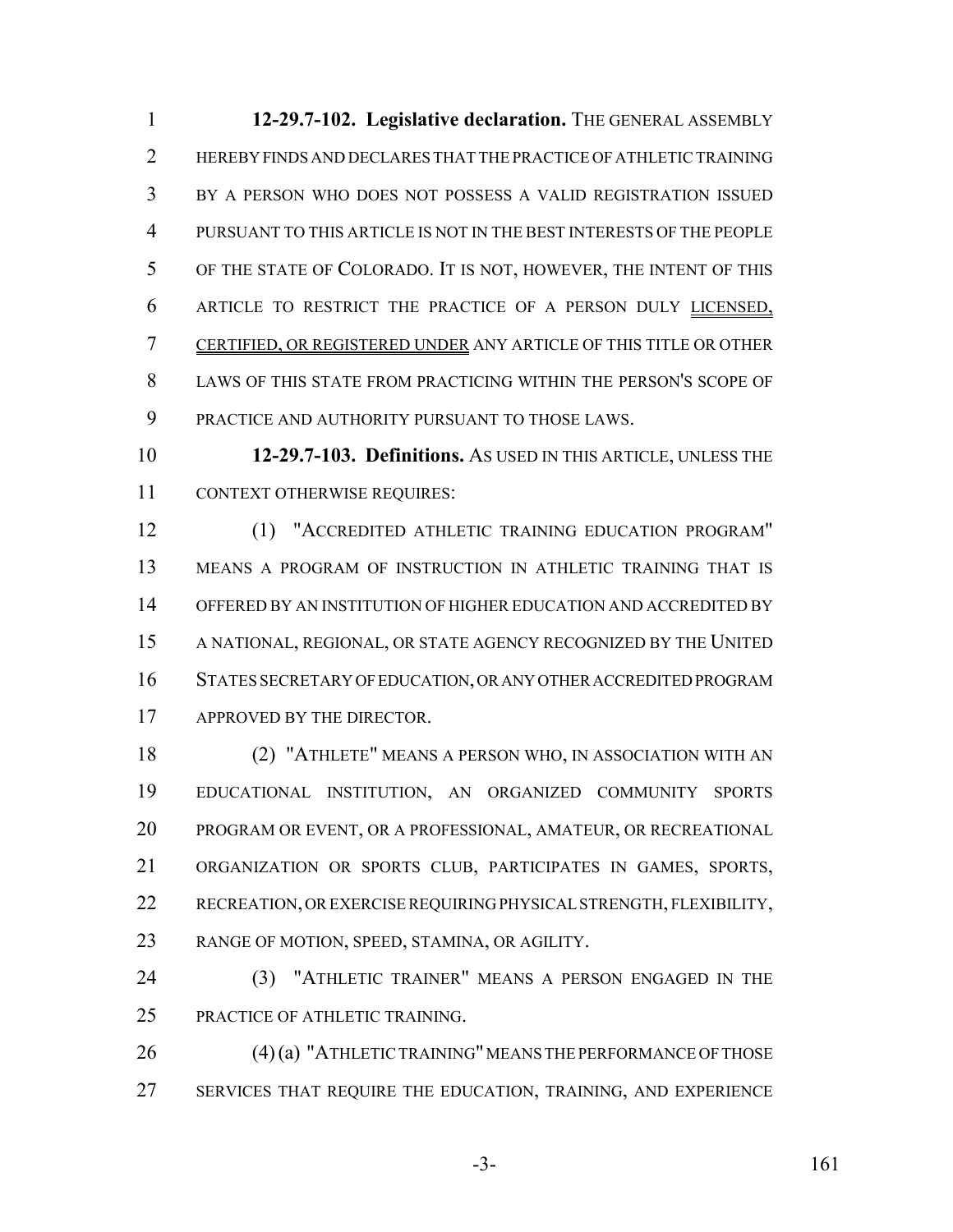**12-29.7-102. Legislative declaration.** THE GENERAL ASSEMBLY HEREBY FINDS AND DECLARES THAT THE PRACTICE OF ATHLETIC TRAINING BY A PERSON WHO DOES NOT POSSESS A VALID REGISTRATION ISSUED PURSUANT TO THIS ARTICLE IS NOT IN THE BEST INTERESTS OF THE PEOPLE OF THE STATE OF COLORADO. IT IS NOT, HOWEVER, THE INTENT OF THIS ARTICLE TO RESTRICT THE PRACTICE OF A PERSON DULY LICENSED, CERTIFIED, OR REGISTERED UNDER ANY ARTICLE OF THIS TITLE OR OTHER LAWS OF THIS STATE FROM PRACTICING WITHIN THE PERSON'S SCOPE OF PRACTICE AND AUTHORITY PURSUANT TO THOSE LAWS.

**12-29.7-103. Definitions.** AS USED IN THIS ARTICLE, UNLESS THE CONTEXT OTHERWISE REQUIRES:

(1) "ACCREDITED ATHLETIC TRAINING EDUCATION PROGRAM" MEANS A PROGRAM OF INSTRUCTION IN ATHLETIC TRAINING THAT IS OFFERED BY AN INSTITUTION OF HIGHER EDUCATION AND ACCREDITED BY A NATIONAL, REGIONAL, OR STATE AGENCY RECOGNIZED BY THE UNITED STATES SECRETARY OF EDUCATION, OR ANY OTHER ACCREDITED PROGRAM APPROVED BY THE DIRECTOR.

(2) "ATHLETE" MEANS A PERSON WHO, IN ASSOCIATION WITH AN EDUCATIONAL INSTITUTION, AN ORGANIZED COMMUNITY SPORTS PROGRAM OR EVENT, OR A PROFESSIONAL, AMATEUR, OR RECREATIONAL ORGANIZATION OR SPORTS CLUB, PARTICIPATES IN GAMES, SPORTS, RECREATION, OR EXERCISE REQUIRING PHYSICAL STRENGTH, FLEXIBILITY, RANGE OF MOTION, SPEED, STAMINA, OR AGILITY.

(3) "ATHLETIC TRAINER" MEANS A PERSON ENGAGED IN THE PRACTICE OF ATHLETIC TRAINING.

(4) (a) "ATHLETIC TRAINING" MEANS THE PERFORMANCE OF THOSE SERVICES THAT REQUIRE THE EDUCATION, TRAINING, AND EXPERIENCE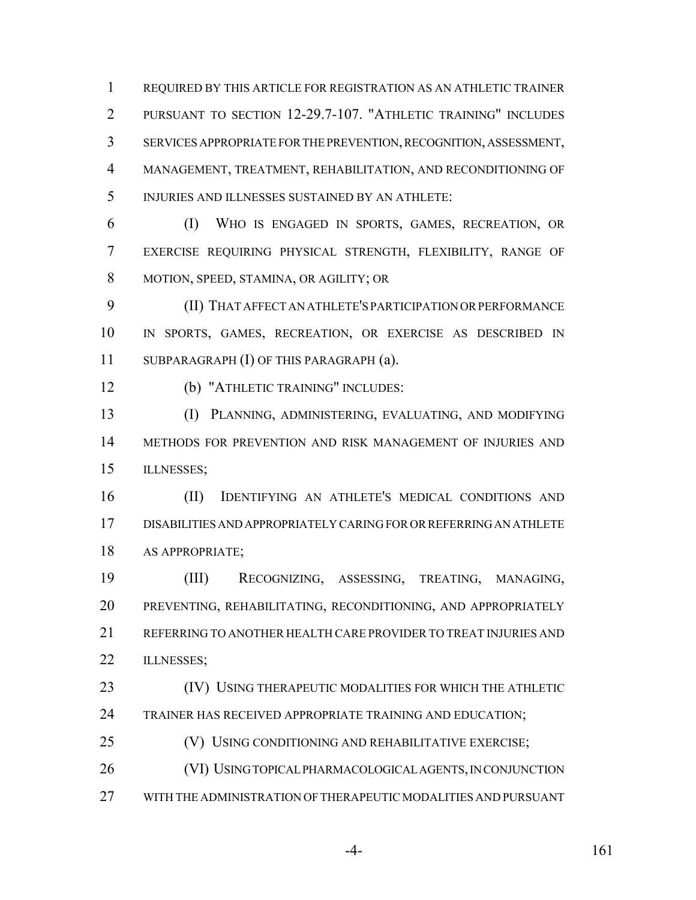REQUIRED BY THIS ARTICLE FOR REGISTRATION AS AN ATHLETIC TRAINER PURSUANT TO SECTION 12-29.7-107. "ATHLETIC TRAINING" INCLUDES SERVICES APPROPRIATE FOR THE PREVENTION, RECOGNITION, ASSESSMENT, MANAGEMENT, TREATMENT, REHABILITATION, AND RECONDITIONING OF INJURIES AND ILLNESSES SUSTAINED BY AN ATHLETE:

(I) WHO IS ENGAGED IN SPORTS, GAMES, RECREATION, OR EXERCISE REQUIRING PHYSICAL STRENGTH, FLEXIBILITY, RANGE OF MOTION, SPEED, STAMINA, OR AGILITY; OR

(II) THAT AFFECT AN ATHLETE'S PARTICIPATION OR PERFORMANCE IN SPORTS, GAMES, RECREATION, OR EXERCISE AS DESCRIBED IN SUBPARAGRAPH (I) OF THIS PARAGRAPH (a).

(b) "ATHLETIC TRAINING" INCLUDES:

(I) PLANNING, ADMINISTERING, EVALUATING, AND MODIFYING METHODS FOR PREVENTION AND RISK MANAGEMENT OF INJURIES AND ILLNESSES;

(II) IDENTIFYING AN ATHLETE'S MEDICAL CONDITIONS AND DISABILITIES AND APPROPRIATELY CARING FOR OR REFERRING AN ATHLETE AS APPROPRIATE;

(III) RECOGNIZING, ASSESSING, TREATING, MANAGING, PREVENTING, REHABILITATING, RECONDITIONING, AND APPROPRIATELY REFERRING TO ANOTHER HEALTH CARE PROVIDER TO TREAT INJURIES AND ILLNESSES;

(IV) USING THERAPEUTIC MODALITIES FOR WHICH THE ATHLETIC TRAINER HAS RECEIVED APPROPRIATE TRAINING AND EDUCATION;

(V) USING CONDITIONING AND REHABILITATIVE EXERCISE;

(VI) USING TOPICAL PHARMACOLOGICAL AGENTS, IN CONJUNCTION WITH THE ADMINISTRATION OF THERAPEUTIC MODALITIES AND PURSUANT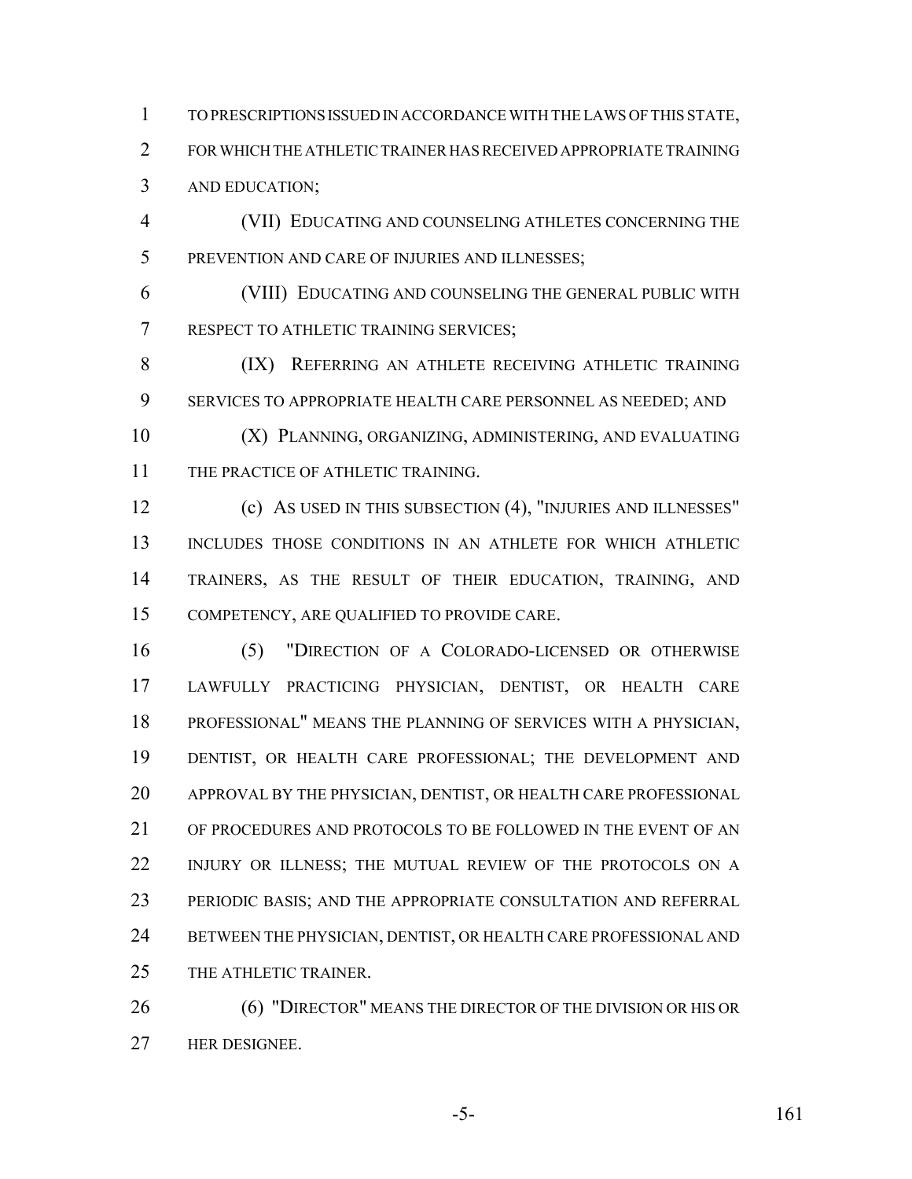TO PRESCRIPTIONS ISSUED IN ACCORDANCE WITH THE LAWS OF THIS STATE, FOR WHICH THE ATHLETIC TRAINER HAS RECEIVED APPROPRIATE TRAINING AND EDUCATION;

(VII) EDUCATING AND COUNSELING ATHLETES CONCERNING THE PREVENTION AND CARE OF INJURIES AND ILLNESSES;

(VIII) EDUCATING AND COUNSELING THE GENERAL PUBLIC WITH RESPECT TO ATHLETIC TRAINING SERVICES;

(IX) REFERRING AN ATHLETE RECEIVING ATHLETIC TRAINING SERVICES TO APPROPRIATE HEALTH CARE PERSONNEL AS NEEDED; AND

(X) PLANNING, ORGANIZING, ADMINISTERING, AND EVALUATING THE PRACTICE OF ATHLETIC TRAINING.

(c) AS USED IN THIS SUBSECTION (4), "INJURIES AND ILLNESSES" INCLUDES THOSE CONDITIONS IN AN ATHLETE FOR WHICH ATHLETIC TRAINERS, AS THE RESULT OF THEIR EDUCATION, TRAINING, AND COMPETENCY, ARE QUALIFIED TO PROVIDE CARE.

(5) "DIRECTION OF A COLORADO-LICENSED OR OTHERWISE LAWFULLY PRACTICING PHYSICIAN, DENTIST, OR HEALTH CARE PROFESSIONAL" MEANS THE PLANNING OF SERVICES WITH A PHYSICIAN, DENTIST, OR HEALTH CARE PROFESSIONAL; THE DEVELOPMENT AND APPROVAL BY THE PHYSICIAN, DENTIST, OR HEALTH CARE PROFESSIONAL OF PROCEDURES AND PROTOCOLS TO BE FOLLOWED IN THE EVENT OF AN INJURY OR ILLNESS; THE MUTUAL REVIEW OF THE PROTOCOLS ON A PERIODIC BASIS; AND THE APPROPRIATE CONSULTATION AND REFERRAL BETWEEN THE PHYSICIAN, DENTIST, OR HEALTH CARE PROFESSIONAL AND THE ATHLETIC TRAINER.

(6) "DIRECTOR" MEANS THE DIRECTOR OF THE DIVISION OR HIS OR HER DESIGNEE.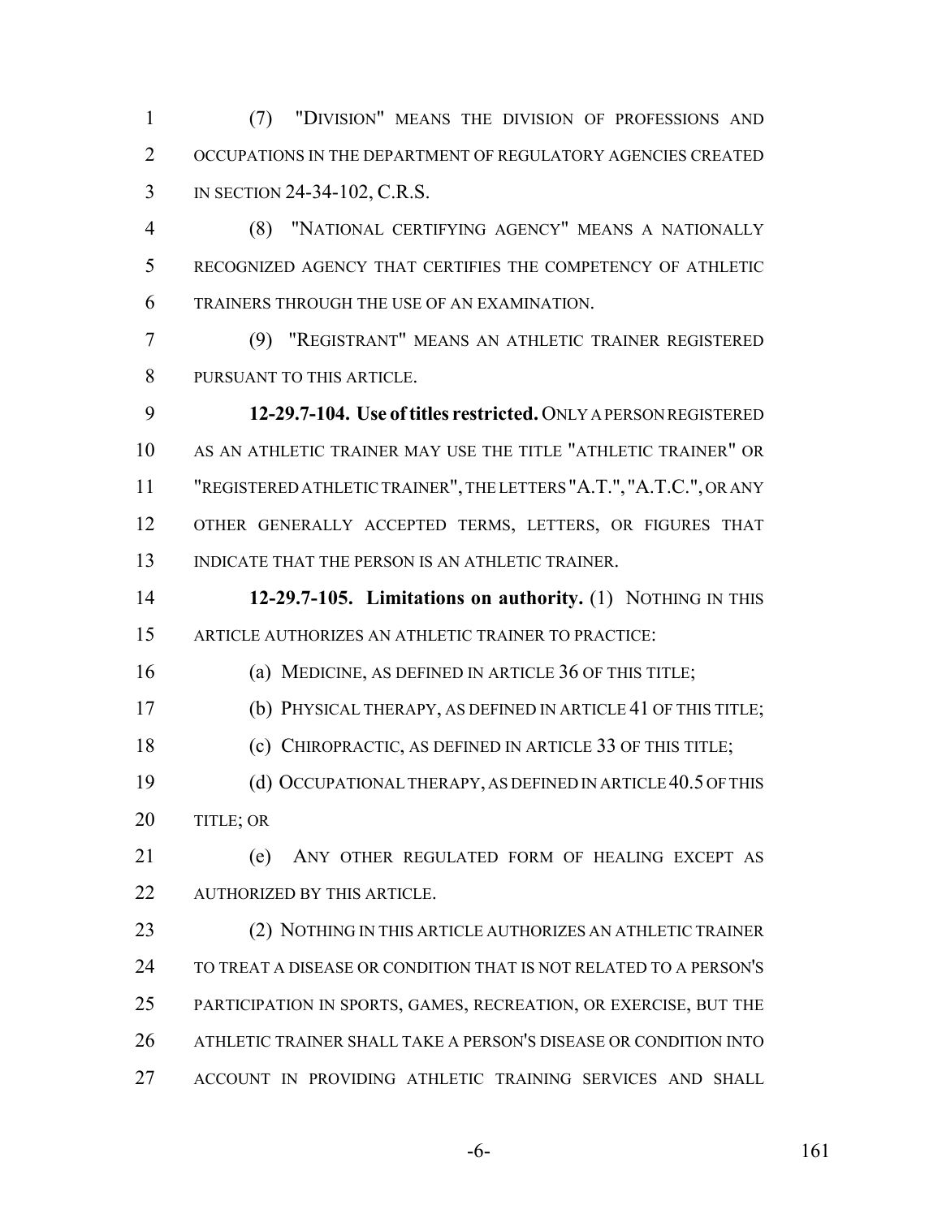(7) "DIVISION" MEANS THE DIVISION OF PROFESSIONS AND OCCUPATIONS IN THE DEPARTMENT OF REGULATORY AGENCIES CREATED IN SECTION 24-34-102, C.R.S.

(8) "NATIONAL CERTIFYING AGENCY" MEANS A NATIONALLY RECOGNIZED AGENCY THAT CERTIFIES THE COMPETENCY OF ATHLETIC TRAINERS THROUGH THE USE OF AN EXAMINATION.

(9) "REGISTRANT" MEANS AN ATHLETIC TRAINER REGISTERED PURSUANT TO THIS ARTICLE.

**12-29.7-104. Use of titles restricted.** ONLY A PERSON REGISTERED AS AN ATHLETIC TRAINER MAY USE THE TITLE "ATHLETIC TRAINER" OR "REGISTERED ATHLETIC TRAINER", THE LETTERS "A.T.", "A.T.C.", OR ANY OTHER GENERALLY ACCEPTED TERMS, LETTERS, OR FIGURES THAT INDICATE THAT THE PERSON IS AN ATHLETIC TRAINER.

**12-29.7-105. Limitations on authority.** (1) NOTHING IN THIS ARTICLE AUTHORIZES AN ATHLETIC TRAINER TO PRACTICE:

(a) MEDICINE, AS DEFINED IN ARTICLE 36 OF THIS TITLE;

(b) PHYSICAL THERAPY, AS DEFINED IN ARTICLE 41 OF THIS TITLE;

(c) CHIROPRACTIC, AS DEFINED IN ARTICLE 33 OF THIS TITLE;

(d) OCCUPATIONAL THERAPY, AS DEFINED IN ARTICLE 40.5 OF THIS TITLE; OR

(e) ANY OTHER REGULATED FORM OF HEALING EXCEPT AS AUTHORIZED BY THIS ARTICLE.

(2) NOTHING IN THIS ARTICLE AUTHORIZES AN ATHLETIC TRAINER TO TREAT A DISEASE OR CONDITION THAT IS NOT RELATED TO A PERSON'S PARTICIPATION IN SPORTS, GAMES, RECREATION, OR EXERCISE, BUT THE ATHLETIC TRAINER SHALL TAKE A PERSON'S DISEASE OR CONDITION INTO ACCOUNT IN PROVIDING ATHLETIC TRAINING SERVICES AND SHALL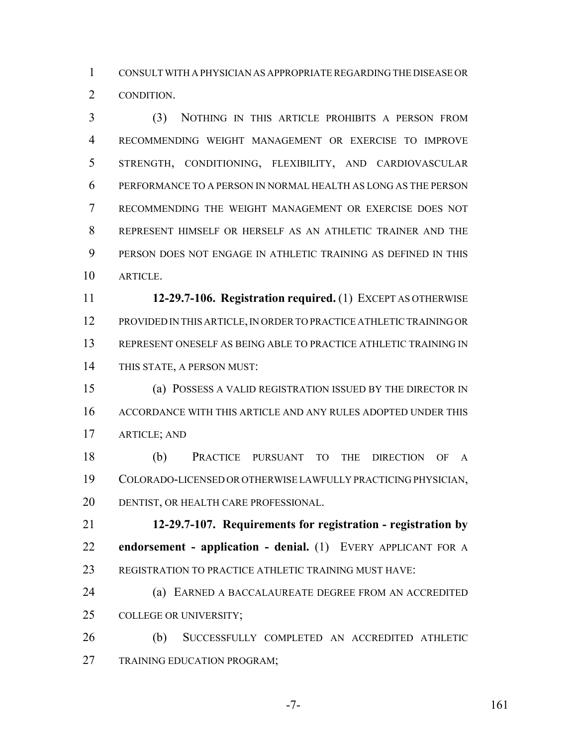CONSULT WITH A PHYSICIAN AS APPROPRIATE REGARDING THE DISEASE OR CONDITION.

(3) NOTHING IN THIS ARTICLE PROHIBITS A PERSON FROM RECOMMENDING WEIGHT MANAGEMENT OR EXERCISE TO IMPROVE STRENGTH, CONDITIONING, FLEXIBILITY, AND CARDIOVASCULAR PERFORMANCE TO A PERSON IN NORMAL HEALTH AS LONG AS THE PERSON RECOMMENDING THE WEIGHT MANAGEMENT OR EXERCISE DOES NOT REPRESENT HIMSELF OR HERSELF AS AN ATHLETIC TRAINER AND THE PERSON DOES NOT ENGAGE IN ATHLETIC TRAINING AS DEFINED IN THIS ARTICLE.

**12-29.7-106. Registration required.** (1) EXCEPT AS OTHERWISE PROVIDED IN THIS ARTICLE, IN ORDER TO PRACTICE ATHLETIC TRAINING OR REPRESENT ONESELF AS BEING ABLE TO PRACTICE ATHLETIC TRAINING IN THIS STATE, A PERSON MUST:

(a) POSSESS A VALID REGISTRATION ISSUED BY THE DIRECTOR IN ACCORDANCE WITH THIS ARTICLE AND ANY RULES ADOPTED UNDER THIS ARTICLE; AND

(b) PRACTICE PURSUANT TO THE DIRECTION OF A COLORADO-LICENSED OR OTHERWISE LAWFULLY PRACTICING PHYSICIAN, DENTIST, OR HEALTH CARE PROFESSIONAL.

**12-29.7-107. Requirements for registration - registration by endorsement - application - denial.** (1) EVERY APPLICANT FOR A REGISTRATION TO PRACTICE ATHLETIC TRAINING MUST HAVE:

(a) EARNED A BACCALAUREATE DEGREE FROM AN ACCREDITED COLLEGE OR UNIVERSITY;

(b) SUCCESSFULLY COMPLETED AN ACCREDITED ATHLETIC TRAINING EDUCATION PROGRAM;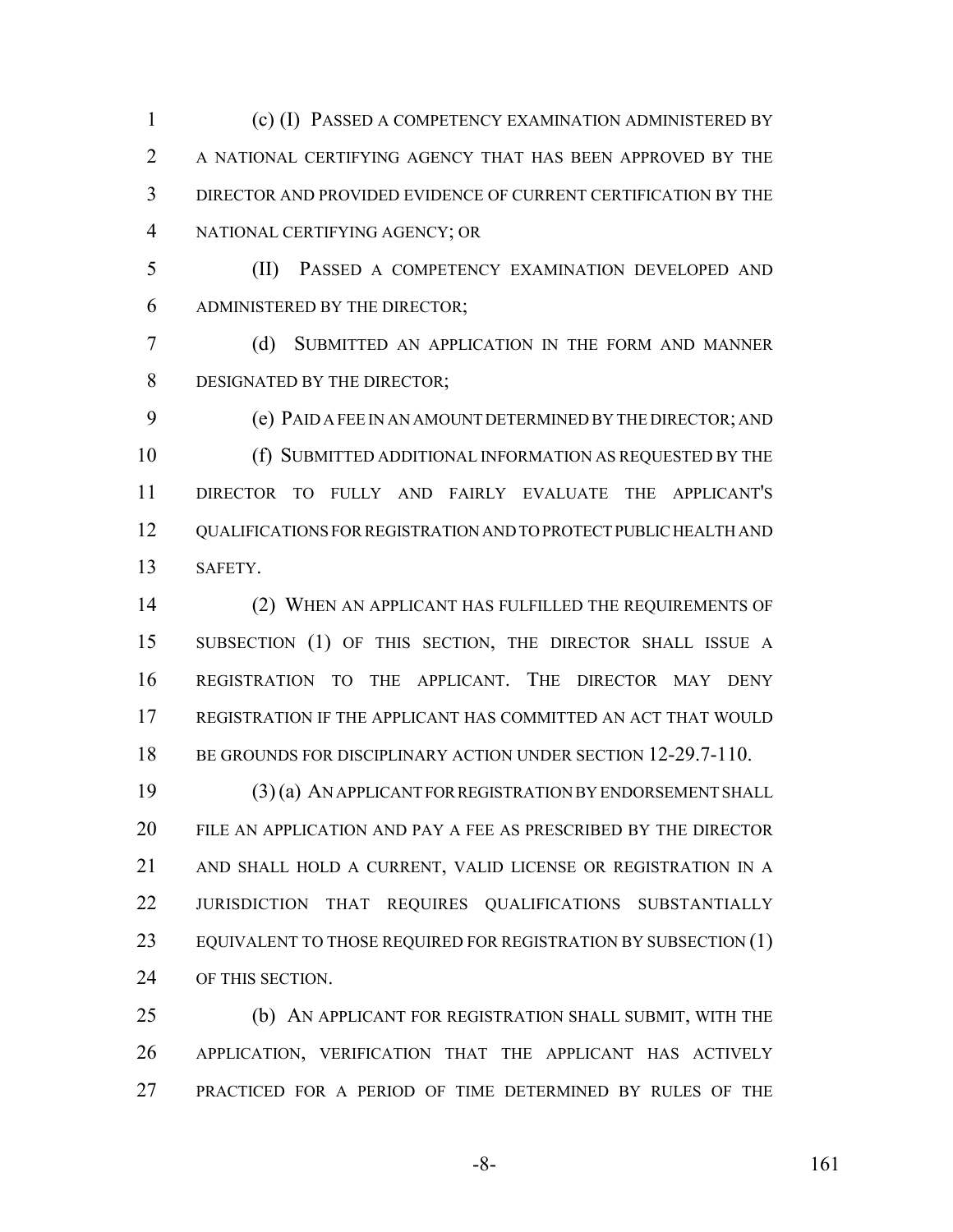(c) (I) PASSED A COMPETENCY EXAMINATION ADMINISTERED BY A NATIONAL CERTIFYING AGENCY THAT HAS BEEN APPROVED BY THE DIRECTOR AND PROVIDED EVIDENCE OF CURRENT CERTIFICATION BY THE NATIONAL CERTIFYING AGENCY; OR

(II) PASSED A COMPETENCY EXAMINATION DEVELOPED AND ADMINISTERED BY THE DIRECTOR;

(d) SUBMITTED AN APPLICATION IN THE FORM AND MANNER DESIGNATED BY THE DIRECTOR;

(e) PAID A FEE IN AN AMOUNT DETERMINED BY THE DIRECTOR; AND

(f) SUBMITTED ADDITIONAL INFORMATION AS REQUESTED BY THE DIRECTOR TO FULLY AND FAIRLY EVALUATE THE APPLICANT'S QUALIFICATIONS FOR REGISTRATION AND TO PROTECT PUBLIC HEALTH AND SAFETY.

(2) WHEN AN APPLICANT HAS FULFILLED THE REQUIREMENTS OF SUBSECTION (1) OF THIS SECTION, THE DIRECTOR SHALL ISSUE A REGISTRATION TO THE APPLICANT. THE DIRECTOR MAY DENY REGISTRATION IF THE APPLICANT HAS COMMITTED AN ACT THAT WOULD BE GROUNDS FOR DISCIPLINARY ACTION UNDER SECTION 12-29.7-110.

(3) (a) AN APPLICANT FOR REGISTRATION BY ENDORSEMENT SHALL FILE AN APPLICATION AND PAY A FEE AS PRESCRIBED BY THE DIRECTOR AND SHALL HOLD A CURRENT, VALID LICENSE OR REGISTRATION IN A JURISDICTION THAT REQUIRES QUALIFICATIONS SUBSTANTIALLY EQUIVALENT TO THOSE REQUIRED FOR REGISTRATION BY SUBSECTION (1) OF THIS SECTION.

(b) AN APPLICANT FOR REGISTRATION SHALL SUBMIT, WITH THE APPLICATION, VERIFICATION THAT THE APPLICANT HAS ACTIVELY PRACTICED FOR A PERIOD OF TIME DETERMINED BY RULES OF THE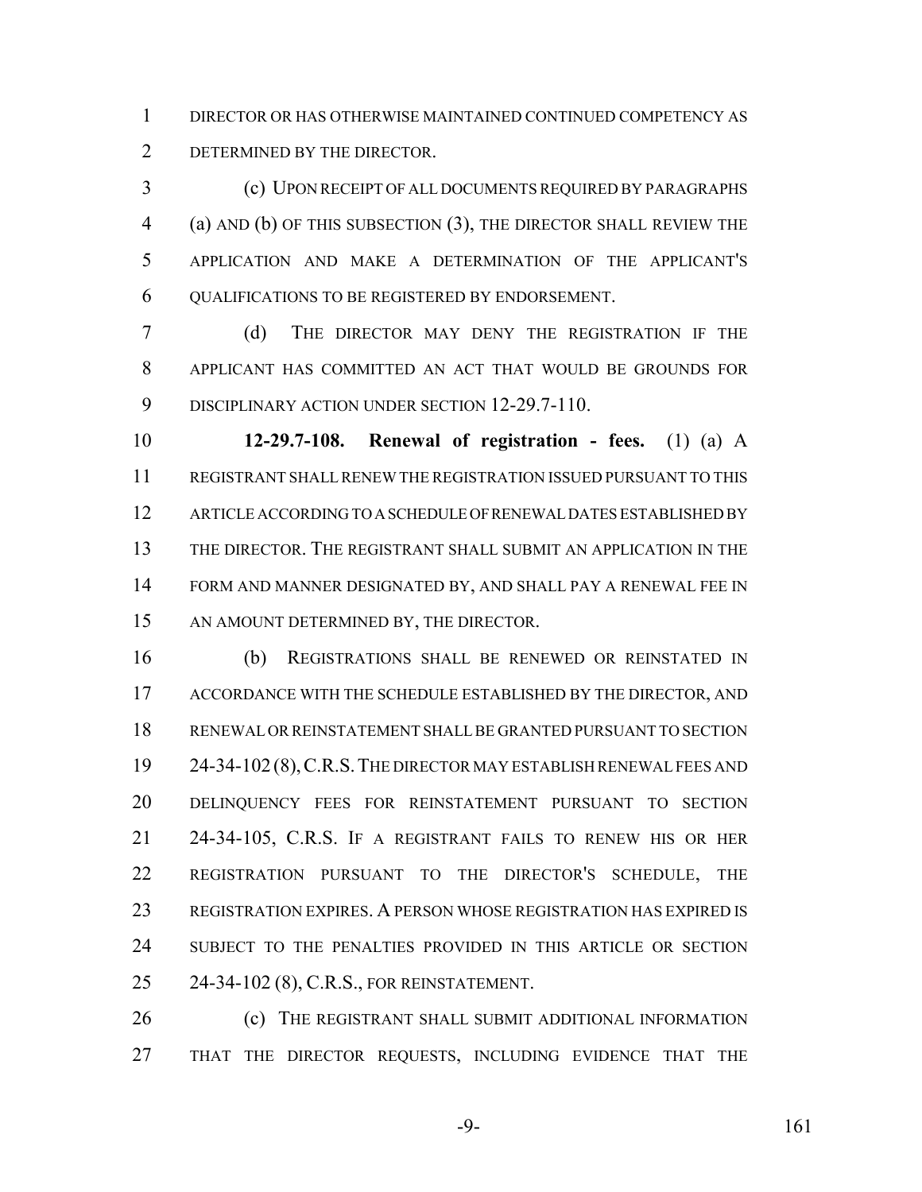DIRECTOR OR HAS OTHERWISE MAINTAINED CONTINUED COMPETENCY AS DETERMINED BY THE DIRECTOR.

(c) UPON RECEIPT OF ALL DOCUMENTS REQUIRED BY PARAGRAPHS (a) AND (b) OF THIS SUBSECTION (3), THE DIRECTOR SHALL REVIEW THE APPLICATION AND MAKE A DETERMINATION OF THE APPLICANT'S QUALIFICATIONS TO BE REGISTERED BY ENDORSEMENT.

(d) THE DIRECTOR MAY DENY THE REGISTRATION IF THE APPLICANT HAS COMMITTED AN ACT THAT WOULD BE GROUNDS FOR DISCIPLINARY ACTION UNDER SECTION 12-29.7-110.

**12-29.7-108. Renewal of registration - fees.** (1) (a) A REGISTRANT SHALL RENEW THE REGISTRATION ISSUED PURSUANT TO THIS ARTICLE ACCORDING TO A SCHEDULE OF RENEWAL DATES ESTABLISHED BY THE DIRECTOR. THE REGISTRANT SHALL SUBMIT AN APPLICATION IN THE FORM AND MANNER DESIGNATED BY, AND SHALL PAY A RENEWAL FEE IN AN AMOUNT DETERMINED BY, THE DIRECTOR.

(b) REGISTRATIONS SHALL BE RENEWED OR REINSTATED IN ACCORDANCE WITH THE SCHEDULE ESTABLISHED BY THE DIRECTOR, AND RENEWAL OR REINSTATEMENT SHALL BE GRANTED PURSUANT TO SECTION 24-34-102 (8), C.R.S. THE DIRECTOR MAY ESTABLISH RENEWAL FEES AND DELINQUENCY FEES FOR REINSTATEMENT PURSUANT TO SECTION 24-34-105, C.R.S. IF A REGISTRANT FAILS TO RENEW HIS OR HER REGISTRATION PURSUANT TO THE DIRECTOR'S SCHEDULE, THE REGISTRATION EXPIRES. A PERSON WHOSE REGISTRATION HAS EXPIRED IS SUBJECT TO THE PENALTIES PROVIDED IN THIS ARTICLE OR SECTION 24-34-102 (8), C.R.S., FOR REINSTATEMENT.

(c) THE REGISTRANT SHALL SUBMIT ADDITIONAL INFORMATION THAT THE DIRECTOR REQUESTS, INCLUDING EVIDENCE THAT THE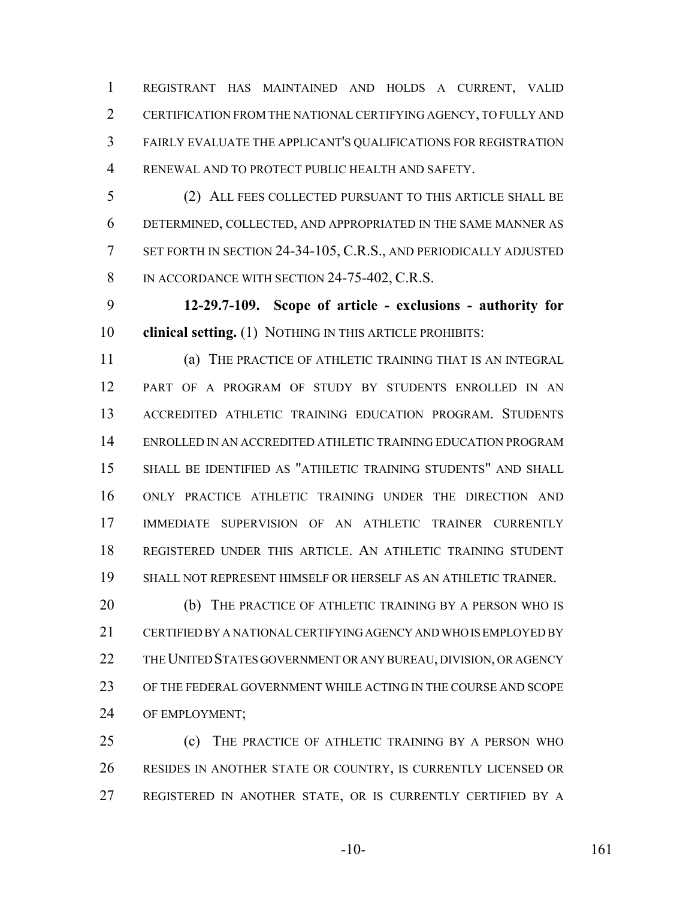REGISTRANT HAS MAINTAINED AND HOLDS A CURRENT, VALID CERTIFICATION FROM THE NATIONAL CERTIFYING AGENCY, TO FULLY AND FAIRLY EVALUATE THE APPLICANT'S QUALIFICATIONS FOR REGISTRATION RENEWAL AND TO PROTECT PUBLIC HEALTH AND SAFETY.

(2) ALL FEES COLLECTED PURSUANT TO THIS ARTICLE SHALL BE DETERMINED, COLLECTED, AND APPROPRIATED IN THE SAME MANNER AS SET FORTH IN SECTION 24-34-105, C.R.S., AND PERIODICALLY ADJUSTED IN ACCORDANCE WITH SECTION 24-75-402, C.R.S.

**12-29.7-109. Scope of article - exclusions - authority for clinical setting.** (1) NOTHING IN THIS ARTICLE PROHIBITS:

(a) THE PRACTICE OF ATHLETIC TRAINING THAT IS AN INTEGRAL PART OF A PROGRAM OF STUDY BY STUDENTS ENROLLED IN AN ACCREDITED ATHLETIC TRAINING EDUCATION PROGRAM. STUDENTS ENROLLED IN AN ACCREDITED ATHLETIC TRAINING EDUCATION PROGRAM SHALL BE IDENTIFIED AS "ATHLETIC TRAINING STUDENTS" AND SHALL ONLY PRACTICE ATHLETIC TRAINING UNDER THE DIRECTION AND IMMEDIATE SUPERVISION OF AN ATHLETIC TRAINER CURRENTLY REGISTERED UNDER THIS ARTICLE. AN ATHLETIC TRAINING STUDENT SHALL NOT REPRESENT HIMSELF OR HERSELF AS AN ATHLETIC TRAINER.

(b) THE PRACTICE OF ATHLETIC TRAINING BY A PERSON WHO IS CERTIFIED BY A NATIONAL CERTIFYING AGENCY AND WHO IS EMPLOYED BY THE UNITED STATES GOVERNMENT OR ANY BUREAU, DIVISION, OR AGENCY OF THE FEDERAL GOVERNMENT WHILE ACTING IN THE COURSE AND SCOPE OF EMPLOYMENT;

(c) THE PRACTICE OF ATHLETIC TRAINING BY A PERSON WHO RESIDES IN ANOTHER STATE OR COUNTRY, IS CURRENTLY LICENSED OR REGISTERED IN ANOTHER STATE, OR IS CURRENTLY CERTIFIED BY A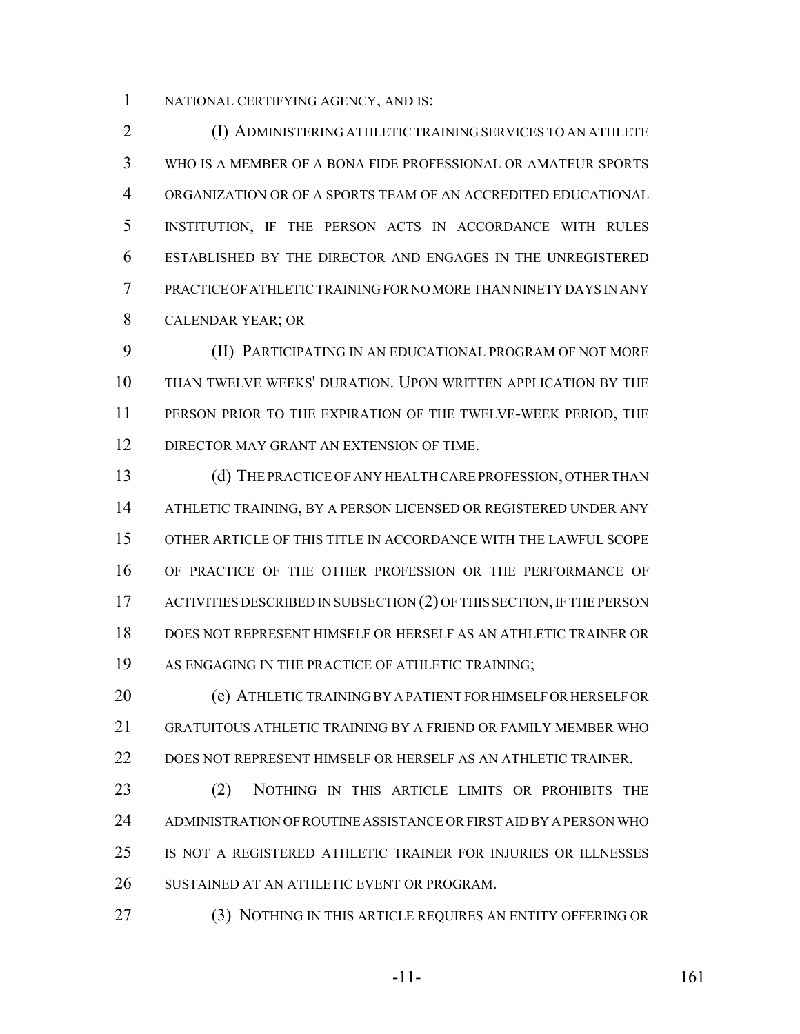NATIONAL CERTIFYING AGENCY, AND IS:

(I) ADMINISTERING ATHLETIC TRAINING SERVICES TO AN ATHLETE WHO IS A MEMBER OF A BONA FIDE PROFESSIONAL OR AMATEUR SPORTS ORGANIZATION OR OF A SPORTS TEAM OF AN ACCREDITED EDUCATIONAL INSTITUTION, IF THE PERSON ACTS IN ACCORDANCE WITH RULES ESTABLISHED BY THE DIRECTOR AND ENGAGES IN THE UNREGISTERED PRACTICE OF ATHLETIC TRAINING FOR NO MORE THAN NINETY DAYS IN ANY CALENDAR YEAR; OR

(II) PARTICIPATING IN AN EDUCATIONAL PROGRAM OF NOT MORE THAN TWELVE WEEKS' DURATION. UPON WRITTEN APPLICATION BY THE PERSON PRIOR TO THE EXPIRATION OF THE TWELVE-WEEK PERIOD, THE DIRECTOR MAY GRANT AN EXTENSION OF TIME.

(d) THE PRACTICE OF ANY HEALTH CARE PROFESSION, OTHER THAN ATHLETIC TRAINING, BY A PERSON LICENSED OR REGISTERED UNDER ANY OTHER ARTICLE OF THIS TITLE IN ACCORDANCE WITH THE LAWFUL SCOPE OF PRACTICE OF THE OTHER PROFESSION OR THE PERFORMANCE OF ACTIVITIES DESCRIBED IN SUBSECTION (2) OF THIS SECTION, IF THE PERSON DOES NOT REPRESENT HIMSELF OR HERSELF AS AN ATHLETIC TRAINER OR AS ENGAGING IN THE PRACTICE OF ATHLETIC TRAINING;

(e) ATHLETIC TRAINING BY A PATIENT FOR HIMSELF OR HERSELF OR GRATUITOUS ATHLETIC TRAINING BY A FRIEND OR FAMILY MEMBER WHO DOES NOT REPRESENT HIMSELF OR HERSELF AS AN ATHLETIC TRAINER.

(2) NOTHING IN THIS ARTICLE LIMITS OR PROHIBITS THE ADMINISTRATION OF ROUTINE ASSISTANCE OR FIRST AID BY A PERSON WHO IS NOT A REGISTERED ATHLETIC TRAINER FOR INJURIES OR ILLNESSES SUSTAINED AT AN ATHLETIC EVENT OR PROGRAM.

(3) NOTHING IN THIS ARTICLE REQUIRES AN ENTITY OFFERING OR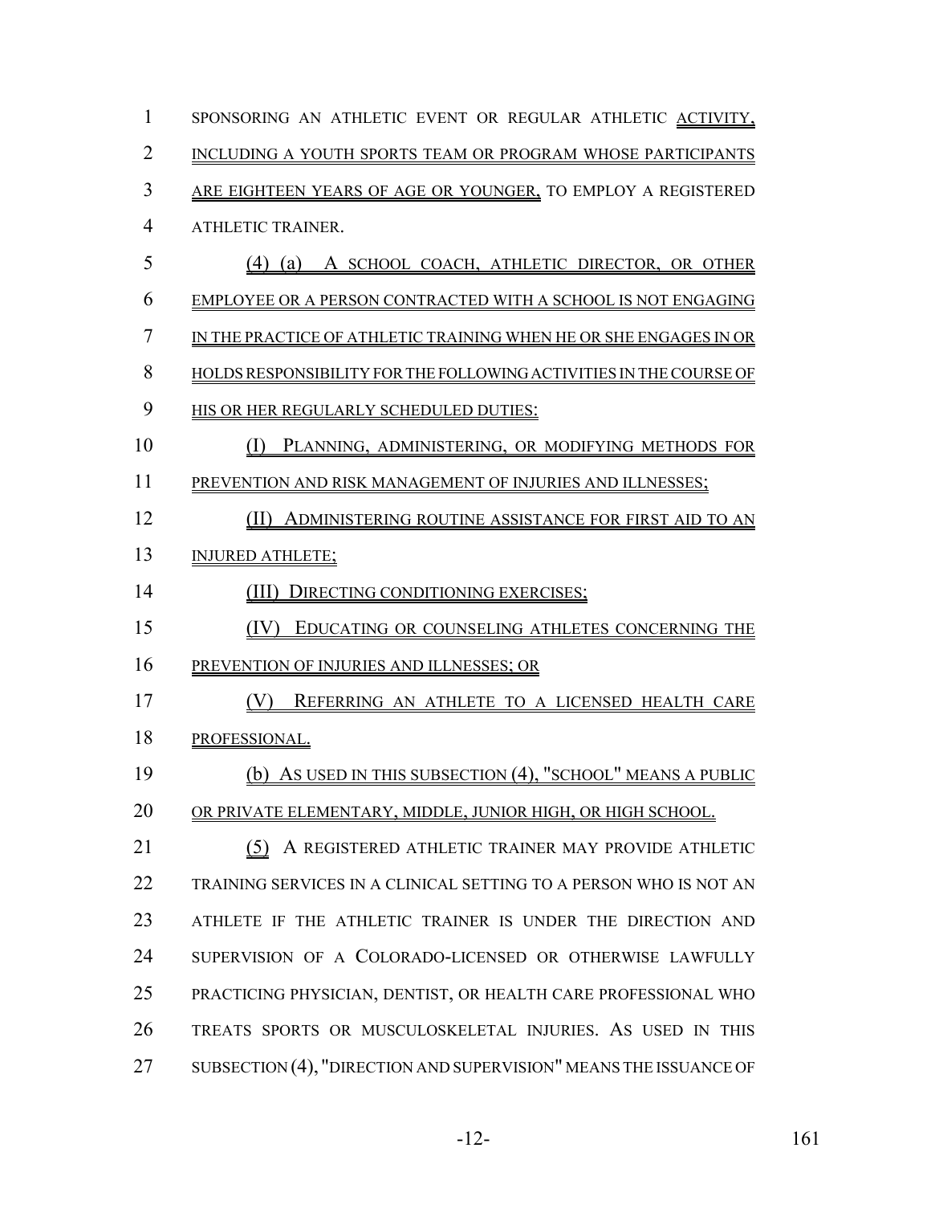1 SPONSORING AN ATHLETIC EVENT OR REGULAR ATHLETIC ACTIVITY,
2 INCLUDING A YOUTH SPORTS TEAM OR PROGRAM WHOSE PARTICIPANTS
3 ARE EIGHTEEN YEARS OF AGE OR YOUNGER, TO EMPLOY A REGISTERED
4 ATHLETIC TRAINER.

5 (4) (a) A SCHOOL COACH, ATHLETIC DIRECTOR, OR OTHER
6 EMPLOYEE OR A PERSON CONTRACTED WITH A SCHOOL IS NOT ENGAGING
7 IN THE PRACTICE OF ATHLETIC TRAINING WHEN HE OR SHE ENGAGES IN OR
8 HOLDS RESPONSIBILITY FOR THE FOLLOWING ACTIVITIES IN THE COURSE OF
9 HIS OR HER REGULARLY SCHEDULED DUTIES:

10 (I) PLANNING, ADMINISTERING, OR MODIFYING METHODS FOR
11 PREVENTION AND RISK MANAGEMENT OF INJURIES AND ILLNESSES;

12 (II) ADMINISTERING ROUTINE ASSISTANCE FOR FIRST AID TO AN
13 INJURED ATHLETE;

14 (III) DIRECTING CONDITIONING EXERCISES;

15 (IV) EDUCATING OR COUNSELING ATHLETES CONCERNING THE
16 PREVENTION OF INJURIES AND ILLNESSES; OR

17 (V) REFERRING AN ATHLETE TO A LICENSED HEALTH CARE
18 PROFESSIONAL.

19 (b) AS USED IN THIS SUBSECTION (4), "SCHOOL" MEANS A PUBLIC
20 OR PRIVATE ELEMENTARY, MIDDLE, JUNIOR HIGH, OR HIGH SCHOOL.

21 (5) A REGISTERED ATHLETIC TRAINER MAY PROVIDE ATHLETIC
22 TRAINING SERVICES IN A CLINICAL SETTING TO A PERSON WHO IS NOT AN
23 ATHLETE IF THE ATHLETIC TRAINER IS UNDER THE DIRECTION AND
24 SUPERVISION OF A COLORADO-LICENSED OR OTHERWISE LAWFULLY
25 PRACTICING PHYSICIAN, DENTIST, OR HEALTH CARE PROFESSIONAL WHO
26 TREATS SPORTS OR MUSCULOSKELETAL INJURIES. AS USED IN THIS
27 SUBSECTION (4), "DIRECTION AND SUPERVISION" MEANS THE ISSUANCE OF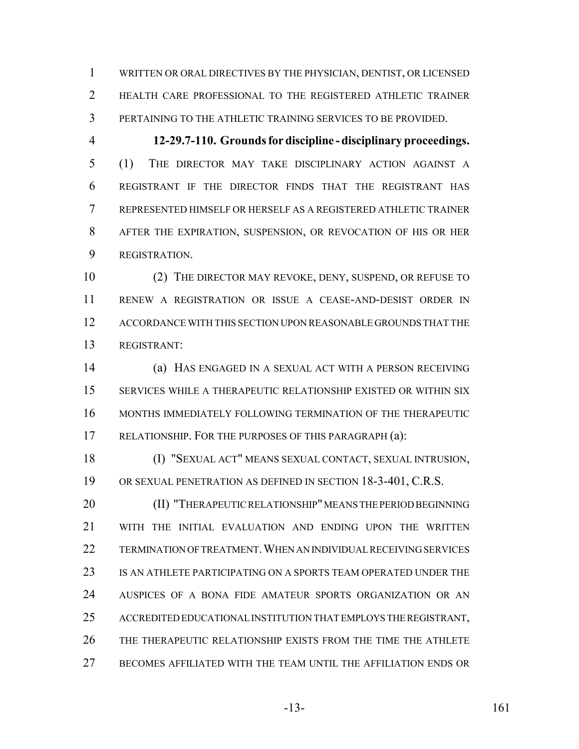WRITTEN OR ORAL DIRECTIVES BY THE PHYSICIAN, DENTIST, OR LICENSED HEALTH CARE PROFESSIONAL TO THE REGISTERED ATHLETIC TRAINER PERTAINING TO THE ATHLETIC TRAINING SERVICES TO BE PROVIDED.

**12-29.7-110. Grounds for discipline - disciplinary proceedings.** (1) THE DIRECTOR MAY TAKE DISCIPLINARY ACTION AGAINST A REGISTRANT IF THE DIRECTOR FINDS THAT THE REGISTRANT HAS REPRESENTED HIMSELF OR HERSELF AS A REGISTERED ATHLETIC TRAINER AFTER THE EXPIRATION, SUSPENSION, OR REVOCATION OF HIS OR HER REGISTRATION.

(2) THE DIRECTOR MAY REVOKE, DENY, SUSPEND, OR REFUSE TO RENEW A REGISTRATION OR ISSUE A CEASE-AND-DESIST ORDER IN ACCORDANCE WITH THIS SECTION UPON REASONABLE GROUNDS THAT THE REGISTRANT:

(a) HAS ENGAGED IN A SEXUAL ACT WITH A PERSON RECEIVING SERVICES WHILE A THERAPEUTIC RELATIONSHIP EXISTED OR WITHIN SIX MONTHS IMMEDIATELY FOLLOWING TERMINATION OF THE THERAPEUTIC RELATIONSHIP. FOR THE PURPOSES OF THIS PARAGRAPH (a):

(I) "SEXUAL ACT" MEANS SEXUAL CONTACT, SEXUAL INTRUSION, OR SEXUAL PENETRATION AS DEFINED IN SECTION 18-3-401, C.R.S.

(II) "THERAPEUTIC RELATIONSHIP" MEANS THE PERIOD BEGINNING WITH THE INITIAL EVALUATION AND ENDING UPON THE WRITTEN TERMINATION OF TREATMENT. WHEN AN INDIVIDUAL RECEIVING SERVICES IS AN ATHLETE PARTICIPATING ON A SPORTS TEAM OPERATED UNDER THE AUSPICES OF A BONA FIDE AMATEUR SPORTS ORGANIZATION OR AN ACCREDITED EDUCATIONAL INSTITUTION THAT EMPLOYS THE REGISTRANT, THE THERAPEUTIC RELATIONSHIP EXISTS FROM THE TIME THE ATHLETE BECOMES AFFILIATED WITH THE TEAM UNTIL THE AFFILIATION ENDS OR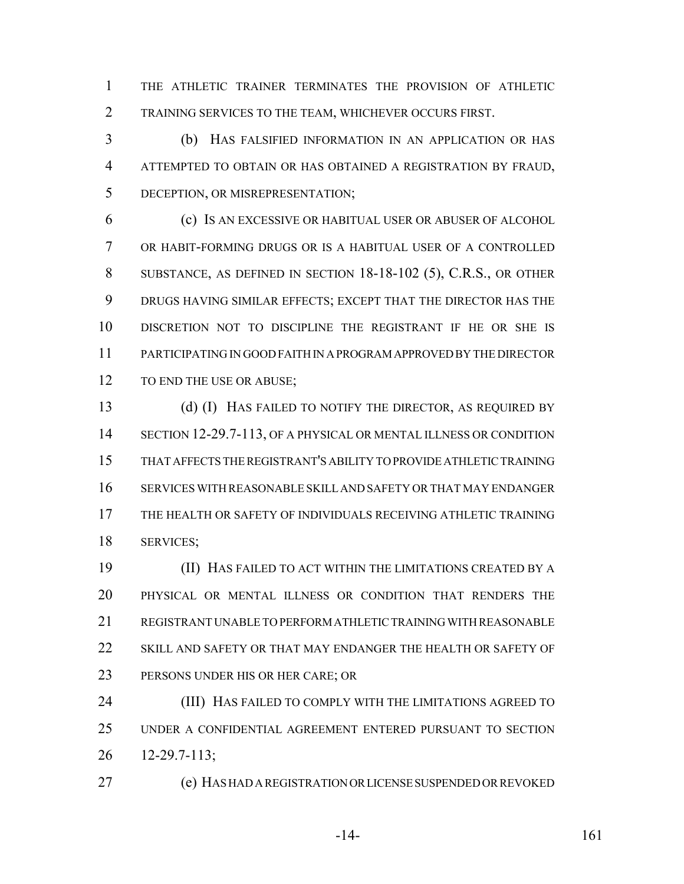THE ATHLETIC TRAINER TERMINATES THE PROVISION OF ATHLETIC TRAINING SERVICES TO THE TEAM, WHICHEVER OCCURS FIRST.

(b) HAS FALSIFIED INFORMATION IN AN APPLICATION OR HAS ATTEMPTED TO OBTAIN OR HAS OBTAINED A REGISTRATION BY FRAUD, DECEPTION, OR MISREPRESENTATION;

(c) IS AN EXCESSIVE OR HABITUAL USER OR ABUSER OF ALCOHOL OR HABIT-FORMING DRUGS OR IS A HABITUAL USER OF A CONTROLLED SUBSTANCE, AS DEFINED IN SECTION 18-18-102 (5), C.R.S., OR OTHER DRUGS HAVING SIMILAR EFFECTS; EXCEPT THAT THE DIRECTOR HAS THE DISCRETION NOT TO DISCIPLINE THE REGISTRANT IF HE OR SHE IS PARTICIPATING IN GOOD FAITH IN A PROGRAM APPROVED BY THE DIRECTOR TO END THE USE OR ABUSE;

(d) (I) HAS FAILED TO NOTIFY THE DIRECTOR, AS REQUIRED BY SECTION 12-29.7-113, OF A PHYSICAL OR MENTAL ILLNESS OR CONDITION THAT AFFECTS THE REGISTRANT'S ABILITY TO PROVIDE ATHLETIC TRAINING SERVICES WITH REASONABLE SKILL AND SAFETY OR THAT MAY ENDANGER THE HEALTH OR SAFETY OF INDIVIDUALS RECEIVING ATHLETIC TRAINING SERVICES;

(II) HAS FAILED TO ACT WITHIN THE LIMITATIONS CREATED BY A PHYSICAL OR MENTAL ILLNESS OR CONDITION THAT RENDERS THE REGISTRANT UNABLE TO PERFORM ATHLETIC TRAINING WITH REASONABLE SKILL AND SAFETY OR THAT MAY ENDANGER THE HEALTH OR SAFETY OF PERSONS UNDER HIS OR HER CARE; OR

(III) HAS FAILED TO COMPLY WITH THE LIMITATIONS AGREED TO UNDER A CONFIDENTIAL AGREEMENT ENTERED PURSUANT TO SECTION 12-29.7-113;

(e) HAS HAD A REGISTRATION OR LICENSE SUSPENDED OR REVOKED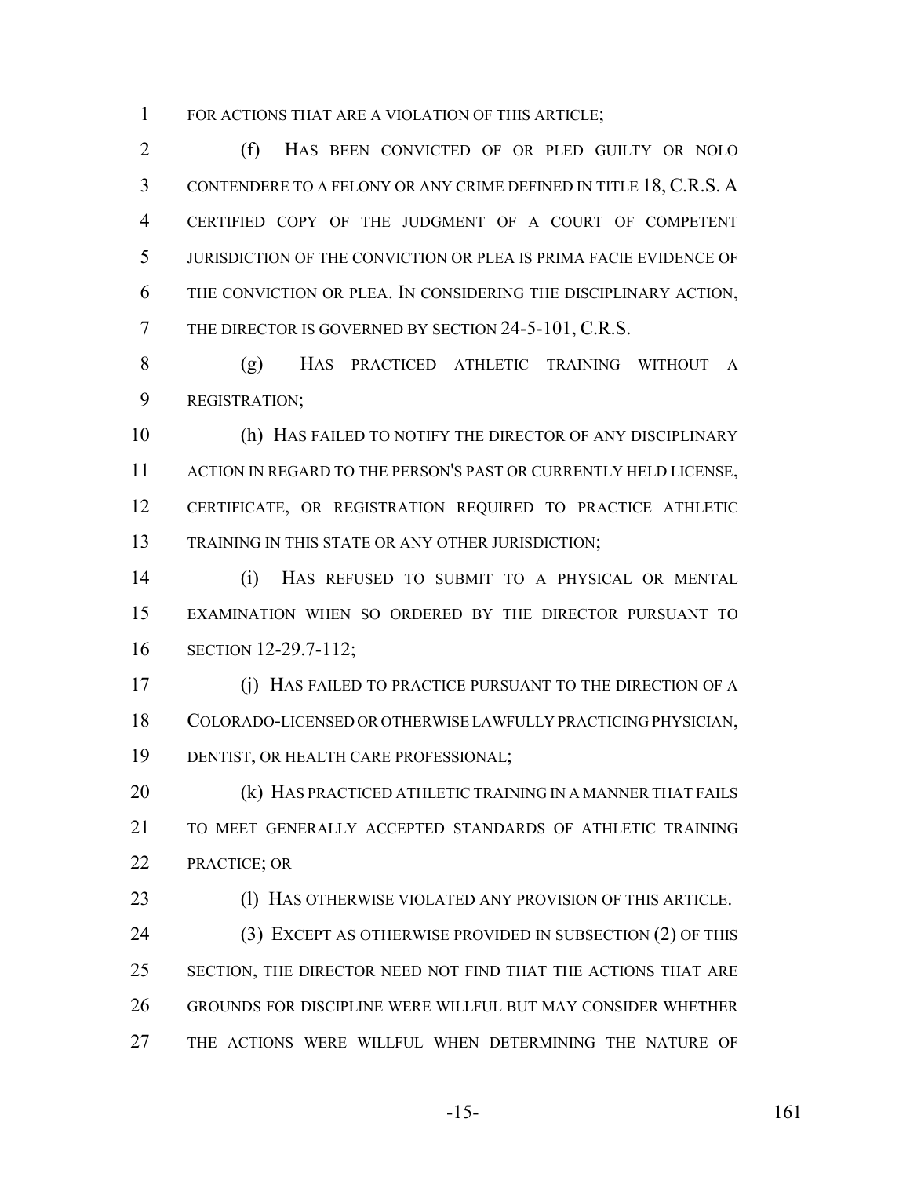FOR ACTIONS THAT ARE A VIOLATION OF THIS ARTICLE;

(f) HAS BEEN CONVICTED OF OR PLED GUILTY OR NOLO CONTENDERE TO A FELONY OR ANY CRIME DEFINED IN TITLE 18, C.R.S. A CERTIFIED COPY OF THE JUDGMENT OF A COURT OF COMPETENT JURISDICTION OF THE CONVICTION OR PLEA IS PRIMA FACIE EVIDENCE OF THE CONVICTION OR PLEA. IN CONSIDERING THE DISCIPLINARY ACTION, THE DIRECTOR IS GOVERNED BY SECTION 24-5-101, C.R.S.

(g) HAS PRACTICED ATHLETIC TRAINING WITHOUT A REGISTRATION;

(h) HAS FAILED TO NOTIFY THE DIRECTOR OF ANY DISCIPLINARY ACTION IN REGARD TO THE PERSON'S PAST OR CURRENTLY HELD LICENSE, CERTIFICATE, OR REGISTRATION REQUIRED TO PRACTICE ATHLETIC TRAINING IN THIS STATE OR ANY OTHER JURISDICTION;

(i) HAS REFUSED TO SUBMIT TO A PHYSICAL OR MENTAL EXAMINATION WHEN SO ORDERED BY THE DIRECTOR PURSUANT TO SECTION 12-29.7-112;

(j) HAS FAILED TO PRACTICE PURSUANT TO THE DIRECTION OF A COLORADO-LICENSED OR OTHERWISE LAWFULLY PRACTICING PHYSICIAN, DENTIST, OR HEALTH CARE PROFESSIONAL;

(k) HAS PRACTICED ATHLETIC TRAINING IN A MANNER THAT FAILS TO MEET GENERALLY ACCEPTED STANDARDS OF ATHLETIC TRAINING PRACTICE; OR

(l) HAS OTHERWISE VIOLATED ANY PROVISION OF THIS ARTICLE.

(3) EXCEPT AS OTHERWISE PROVIDED IN SUBSECTION (2) OF THIS SECTION, THE DIRECTOR NEED NOT FIND THAT THE ACTIONS THAT ARE GROUNDS FOR DISCIPLINE WERE WILLFUL BUT MAY CONSIDER WHETHER THE ACTIONS WERE WILLFUL WHEN DETERMINING THE NATURE OF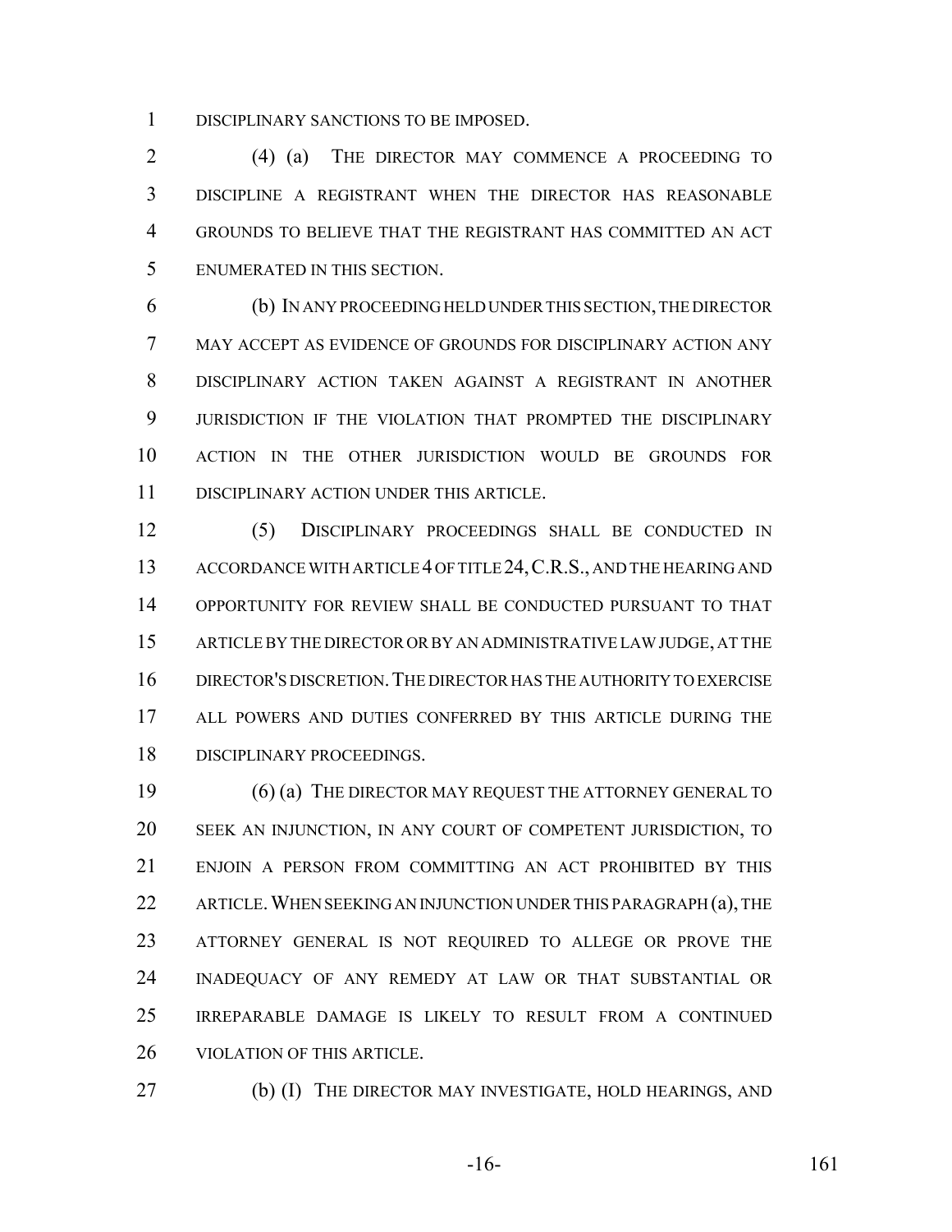DISCIPLINARY SANCTIONS TO BE IMPOSED.

(4) (a) THE DIRECTOR MAY COMMENCE A PROCEEDING TO DISCIPLINE A REGISTRANT WHEN THE DIRECTOR HAS REASONABLE GROUNDS TO BELIEVE THAT THE REGISTRANT HAS COMMITTED AN ACT ENUMERATED IN THIS SECTION.

(b) IN ANY PROCEEDING HELD UNDER THIS SECTION, THE DIRECTOR MAY ACCEPT AS EVIDENCE OF GROUNDS FOR DISCIPLINARY ACTION ANY DISCIPLINARY ACTION TAKEN AGAINST A REGISTRANT IN ANOTHER JURISDICTION IF THE VIOLATION THAT PROMPTED THE DISCIPLINARY ACTION IN THE OTHER JURISDICTION WOULD BE GROUNDS FOR DISCIPLINARY ACTION UNDER THIS ARTICLE.

(5) DISCIPLINARY PROCEEDINGS SHALL BE CONDUCTED IN ACCORDANCE WITH ARTICLE 4 OF TITLE 24, C.R.S., AND THE HEARING AND OPPORTUNITY FOR REVIEW SHALL BE CONDUCTED PURSUANT TO THAT ARTICLE BY THE DIRECTOR OR BY AN ADMINISTRATIVE LAW JUDGE, AT THE DIRECTOR'S DISCRETION. THE DIRECTOR HAS THE AUTHORITY TO EXERCISE ALL POWERS AND DUTIES CONFERRED BY THIS ARTICLE DURING THE DISCIPLINARY PROCEEDINGS.

(6) (a) THE DIRECTOR MAY REQUEST THE ATTORNEY GENERAL TO SEEK AN INJUNCTION, IN ANY COURT OF COMPETENT JURISDICTION, TO ENJOIN A PERSON FROM COMMITTING AN ACT PROHIBITED BY THIS ARTICLE. WHEN SEEKING AN INJUNCTION UNDER THIS PARAGRAPH (a), THE ATTORNEY GENERAL IS NOT REQUIRED TO ALLEGE OR PROVE THE INADEQUACY OF ANY REMEDY AT LAW OR THAT SUBSTANTIAL OR IRREPARABLE DAMAGE IS LIKELY TO RESULT FROM A CONTINUED VIOLATION OF THIS ARTICLE.

(b) (I) THE DIRECTOR MAY INVESTIGATE, HOLD HEARINGS, AND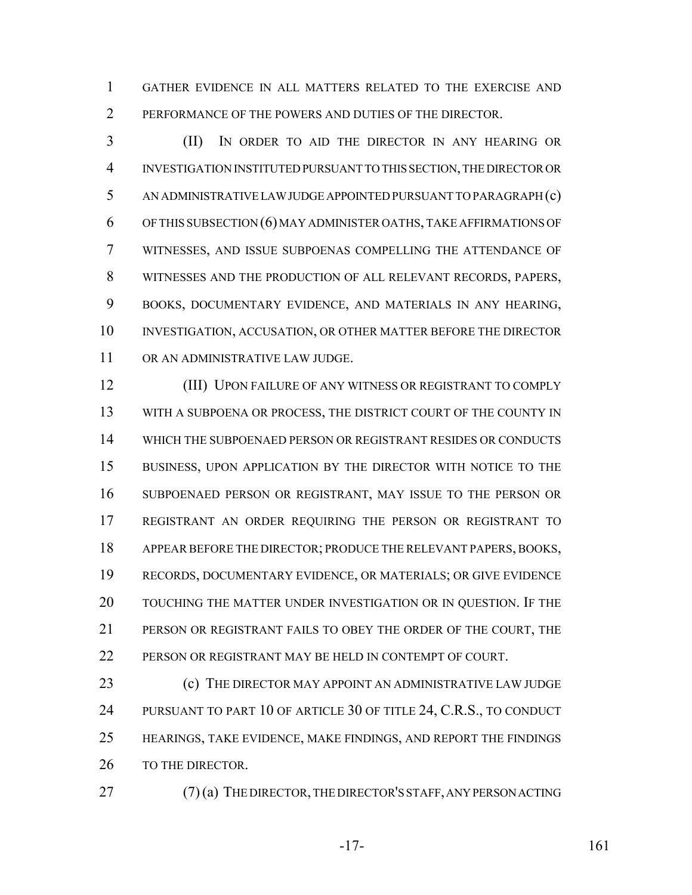GATHER EVIDENCE IN ALL MATTERS RELATED TO THE EXERCISE AND PERFORMANCE OF THE POWERS AND DUTIES OF THE DIRECTOR.

(II) IN ORDER TO AID THE DIRECTOR IN ANY HEARING OR INVESTIGATION INSTITUTED PURSUANT TO THIS SECTION, THE DIRECTOR OR AN ADMINISTRATIVE LAW JUDGE APPOINTED PURSUANT TO PARAGRAPH (c) OF THIS SUBSECTION (6) MAY ADMINISTER OATHS, TAKE AFFIRMATIONS OF WITNESSES, AND ISSUE SUBPOENAS COMPELLING THE ATTENDANCE OF WITNESSES AND THE PRODUCTION OF ALL RELEVANT RECORDS, PAPERS, BOOKS, DOCUMENTARY EVIDENCE, AND MATERIALS IN ANY HEARING, INVESTIGATION, ACCUSATION, OR OTHER MATTER BEFORE THE DIRECTOR OR AN ADMINISTRATIVE LAW JUDGE.

(III) UPON FAILURE OF ANY WITNESS OR REGISTRANT TO COMPLY WITH A SUBPOENA OR PROCESS, THE DISTRICT COURT OF THE COUNTY IN WHICH THE SUBPOENAED PERSON OR REGISTRANT RESIDES OR CONDUCTS BUSINESS, UPON APPLICATION BY THE DIRECTOR WITH NOTICE TO THE SUBPOENAED PERSON OR REGISTRANT, MAY ISSUE TO THE PERSON OR REGISTRANT AN ORDER REQUIRING THE PERSON OR REGISTRANT TO APPEAR BEFORE THE DIRECTOR; PRODUCE THE RELEVANT PAPERS, BOOKS, RECORDS, DOCUMENTARY EVIDENCE, OR MATERIALS; OR GIVE EVIDENCE TOUCHING THE MATTER UNDER INVESTIGATION OR IN QUESTION. IF THE PERSON OR REGISTRANT FAILS TO OBEY THE ORDER OF THE COURT, THE PERSON OR REGISTRANT MAY BE HELD IN CONTEMPT OF COURT.

(c) THE DIRECTOR MAY APPOINT AN ADMINISTRATIVE LAW JUDGE PURSUANT TO PART 10 OF ARTICLE 30 OF TITLE 24, C.R.S., TO CONDUCT HEARINGS, TAKE EVIDENCE, MAKE FINDINGS, AND REPORT THE FINDINGS TO THE DIRECTOR.

(7) (a) THE DIRECTOR, THE DIRECTOR'S STAFF, ANY PERSON ACTING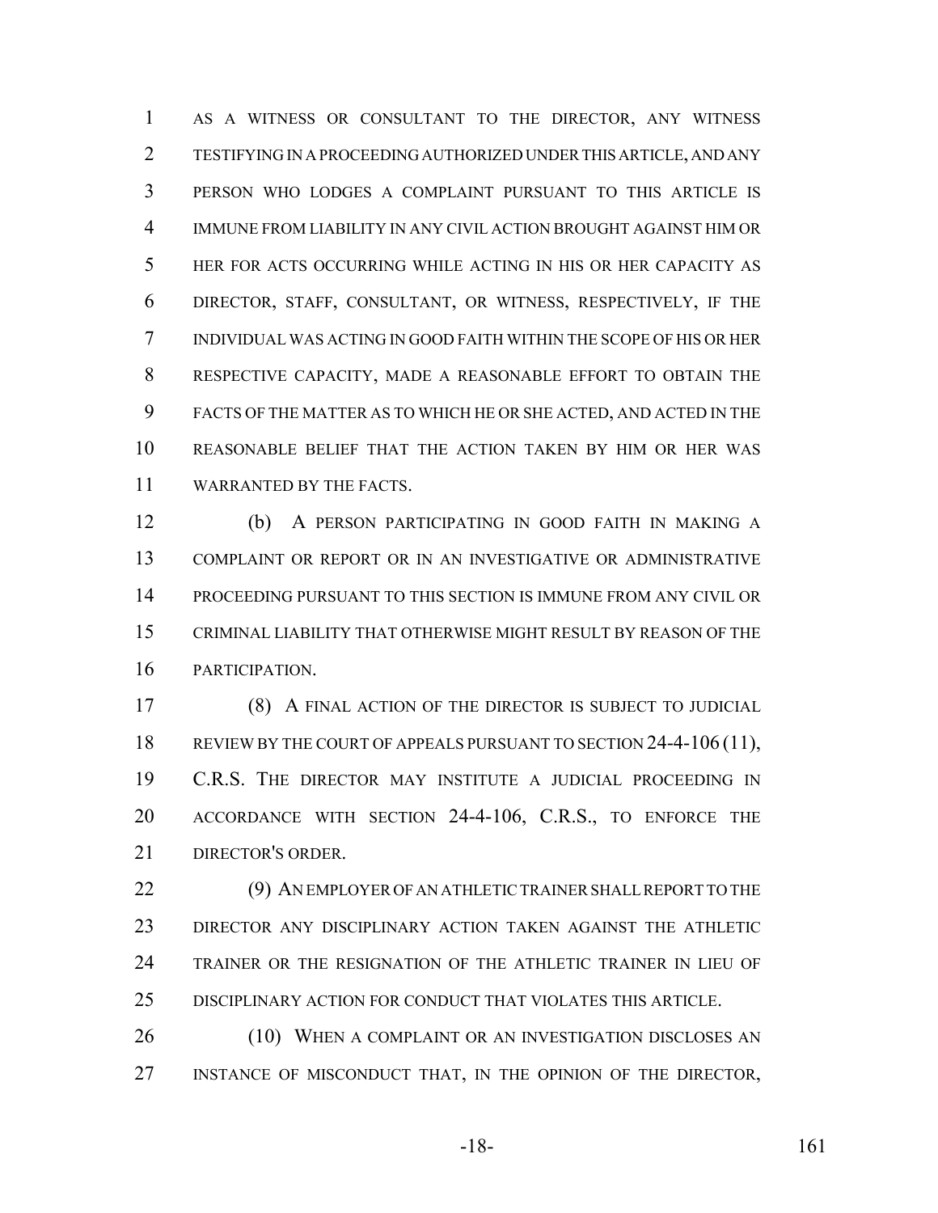AS A WITNESS OR CONSULTANT TO THE DIRECTOR, ANY WITNESS TESTIFYING IN A PROCEEDING AUTHORIZED UNDER THIS ARTICLE, AND ANY PERSON WHO LODGES A COMPLAINT PURSUANT TO THIS ARTICLE IS IMMUNE FROM LIABILITY IN ANY CIVIL ACTION BROUGHT AGAINST HIM OR HER FOR ACTS OCCURRING WHILE ACTING IN HIS OR HER CAPACITY AS DIRECTOR, STAFF, CONSULTANT, OR WITNESS, RESPECTIVELY, IF THE INDIVIDUAL WAS ACTING IN GOOD FAITH WITHIN THE SCOPE OF HIS OR HER RESPECTIVE CAPACITY, MADE A REASONABLE EFFORT TO OBTAIN THE FACTS OF THE MATTER AS TO WHICH HE OR SHE ACTED, AND ACTED IN THE REASONABLE BELIEF THAT THE ACTION TAKEN BY HIM OR HER WAS WARRANTED BY THE FACTS.

(b) A PERSON PARTICIPATING IN GOOD FAITH IN MAKING A COMPLAINT OR REPORT OR IN AN INVESTIGATIVE OR ADMINISTRATIVE PROCEEDING PURSUANT TO THIS SECTION IS IMMUNE FROM ANY CIVIL OR CRIMINAL LIABILITY THAT OTHERWISE MIGHT RESULT BY REASON OF THE PARTICIPATION.

(8) A FINAL ACTION OF THE DIRECTOR IS SUBJECT TO JUDICIAL REVIEW BY THE COURT OF APPEALS PURSUANT TO SECTION 24-4-106 (11), C.R.S. THE DIRECTOR MAY INSTITUTE A JUDICIAL PROCEEDING IN ACCORDANCE WITH SECTION 24-4-106, C.R.S., TO ENFORCE THE DIRECTOR'S ORDER.

(9) AN EMPLOYER OF AN ATHLETIC TRAINER SHALL REPORT TO THE DIRECTOR ANY DISCIPLINARY ACTION TAKEN AGAINST THE ATHLETIC TRAINER OR THE RESIGNATION OF THE ATHLETIC TRAINER IN LIEU OF DISCIPLINARY ACTION FOR CONDUCT THAT VIOLATES THIS ARTICLE.

(10) WHEN A COMPLAINT OR AN INVESTIGATION DISCLOSES AN INSTANCE OF MISCONDUCT THAT, IN THE OPINION OF THE DIRECTOR,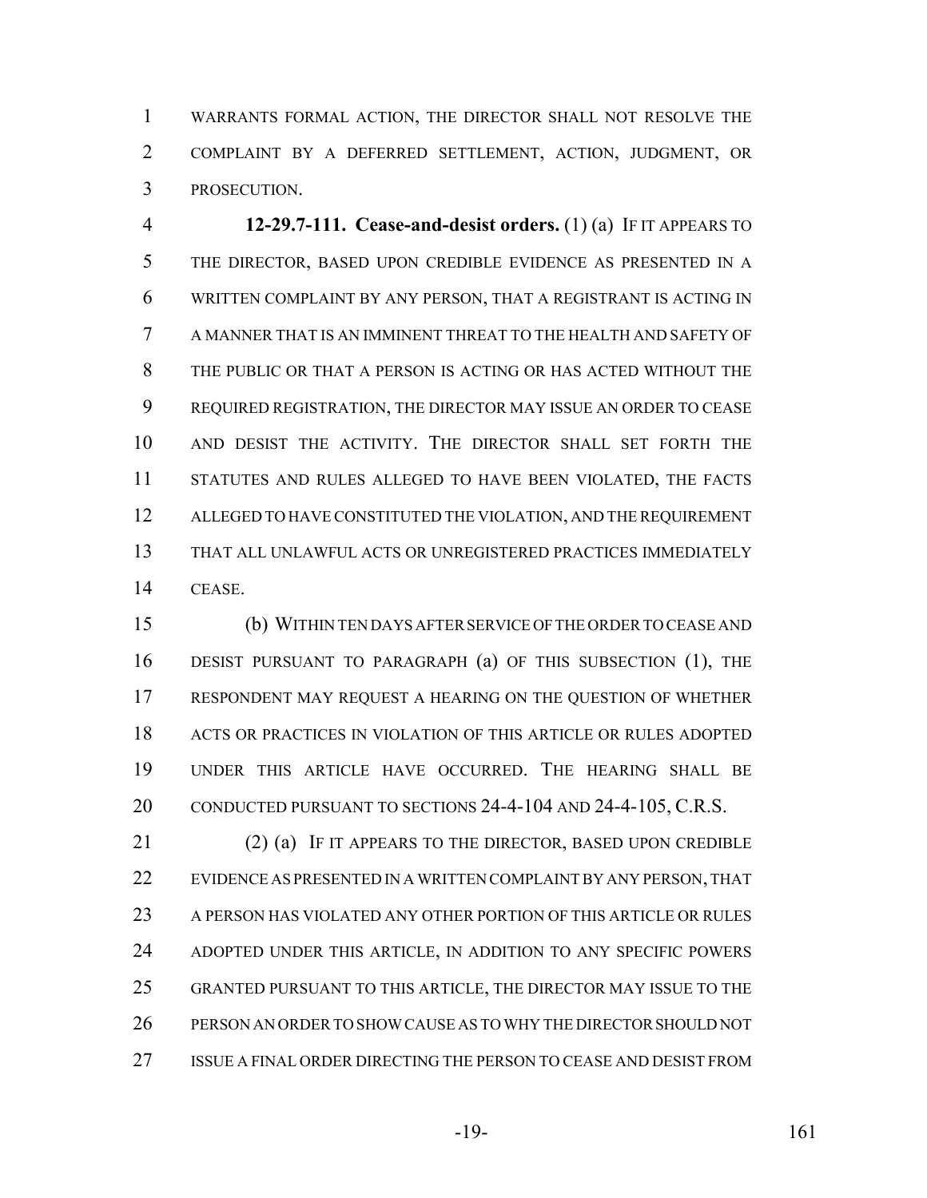WARRANTS FORMAL ACTION, THE DIRECTOR SHALL NOT RESOLVE THE COMPLAINT BY A DEFERRED SETTLEMENT, ACTION, JUDGMENT, OR PROSECUTION.

**12-29.7-111. Cease-and-desist orders.** (1) (a) IF IT APPEARS TO THE DIRECTOR, BASED UPON CREDIBLE EVIDENCE AS PRESENTED IN A WRITTEN COMPLAINT BY ANY PERSON, THAT A REGISTRANT IS ACTING IN A MANNER THAT IS AN IMMINENT THREAT TO THE HEALTH AND SAFETY OF THE PUBLIC OR THAT A PERSON IS ACTING OR HAS ACTED WITHOUT THE REQUIRED REGISTRATION, THE DIRECTOR MAY ISSUE AN ORDER TO CEASE AND DESIST THE ACTIVITY. THE DIRECTOR SHALL SET FORTH THE STATUTES AND RULES ALLEGED TO HAVE BEEN VIOLATED, THE FACTS ALLEGED TO HAVE CONSTITUTED THE VIOLATION, AND THE REQUIREMENT THAT ALL UNLAWFUL ACTS OR UNREGISTERED PRACTICES IMMEDIATELY CEASE.

(b) WITHIN TEN DAYS AFTER SERVICE OF THE ORDER TO CEASE AND DESIST PURSUANT TO PARAGRAPH (a) OF THIS SUBSECTION (1), THE RESPONDENT MAY REQUEST A HEARING ON THE QUESTION OF WHETHER ACTS OR PRACTICES IN VIOLATION OF THIS ARTICLE OR RULES ADOPTED UNDER THIS ARTICLE HAVE OCCURRED. THE HEARING SHALL BE CONDUCTED PURSUANT TO SECTIONS 24-4-104 AND 24-4-105, C.R.S.

(2) (a) IF IT APPEARS TO THE DIRECTOR, BASED UPON CREDIBLE EVIDENCE AS PRESENTED IN A WRITTEN COMPLAINT BY ANY PERSON, THAT A PERSON HAS VIOLATED ANY OTHER PORTION OF THIS ARTICLE OR RULES ADOPTED UNDER THIS ARTICLE, IN ADDITION TO ANY SPECIFIC POWERS GRANTED PURSUANT TO THIS ARTICLE, THE DIRECTOR MAY ISSUE TO THE PERSON AN ORDER TO SHOW CAUSE AS TO WHY THE DIRECTOR SHOULD NOT ISSUE A FINAL ORDER DIRECTING THE PERSON TO CEASE AND DESIST FROM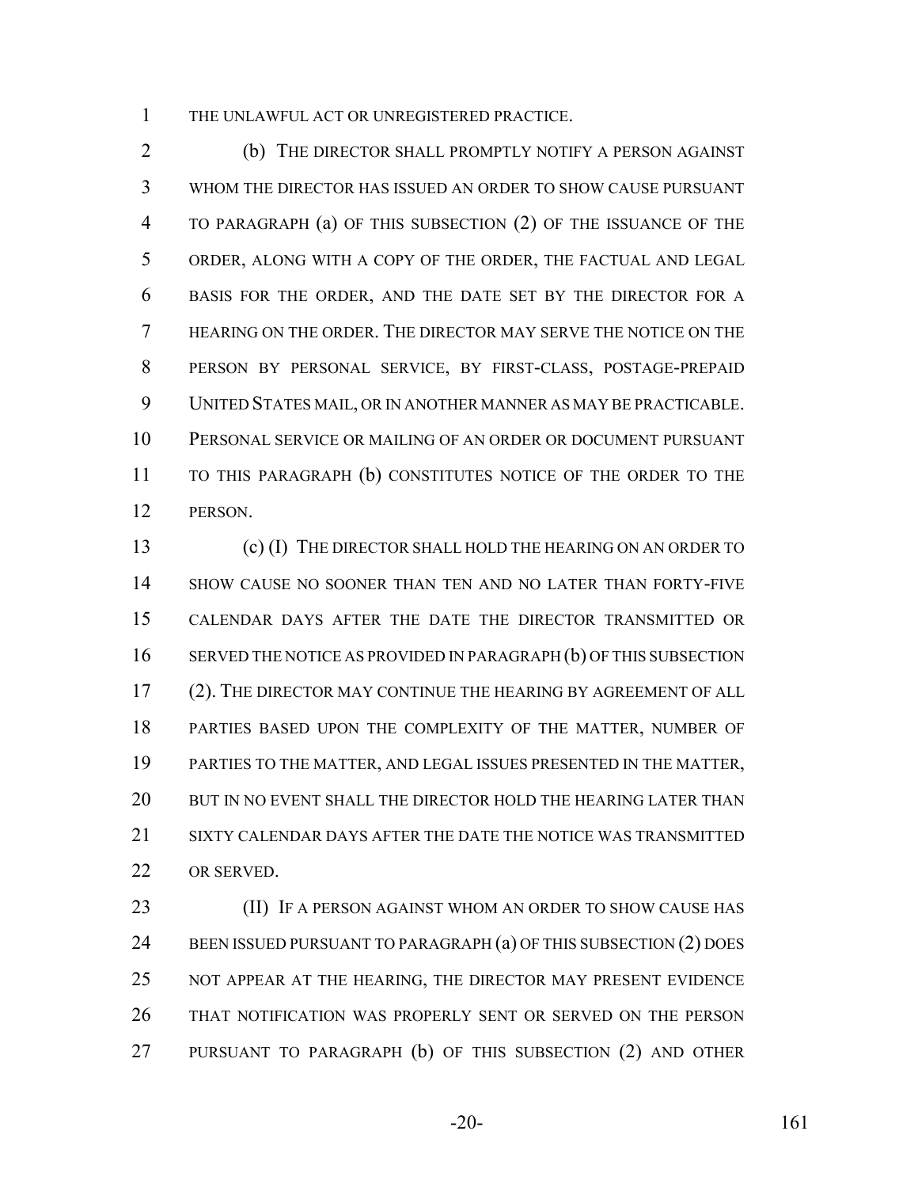THE UNLAWFUL ACT OR UNREGISTERED PRACTICE.

(b) THE DIRECTOR SHALL PROMPTLY NOTIFY A PERSON AGAINST WHOM THE DIRECTOR HAS ISSUED AN ORDER TO SHOW CAUSE PURSUANT TO PARAGRAPH (a) OF THIS SUBSECTION (2) OF THE ISSUANCE OF THE ORDER, ALONG WITH A COPY OF THE ORDER, THE FACTUAL AND LEGAL BASIS FOR THE ORDER, AND THE DATE SET BY THE DIRECTOR FOR A HEARING ON THE ORDER. THE DIRECTOR MAY SERVE THE NOTICE ON THE PERSON BY PERSONAL SERVICE, BY FIRST-CLASS, POSTAGE-PREPAID UNITED STATES MAIL, OR IN ANOTHER MANNER AS MAY BE PRACTICABLE. PERSONAL SERVICE OR MAILING OF AN ORDER OR DOCUMENT PURSUANT TO THIS PARAGRAPH (b) CONSTITUTES NOTICE OF THE ORDER TO THE PERSON.

(c) (I) THE DIRECTOR SHALL HOLD THE HEARING ON AN ORDER TO SHOW CAUSE NO SOONER THAN TEN AND NO LATER THAN FORTY-FIVE CALENDAR DAYS AFTER THE DATE THE DIRECTOR TRANSMITTED OR SERVED THE NOTICE AS PROVIDED IN PARAGRAPH (b) OF THIS SUBSECTION (2). THE DIRECTOR MAY CONTINUE THE HEARING BY AGREEMENT OF ALL PARTIES BASED UPON THE COMPLEXITY OF THE MATTER, NUMBER OF PARTIES TO THE MATTER, AND LEGAL ISSUES PRESENTED IN THE MATTER, BUT IN NO EVENT SHALL THE DIRECTOR HOLD THE HEARING LATER THAN SIXTY CALENDAR DAYS AFTER THE DATE THE NOTICE WAS TRANSMITTED OR SERVED.

(II) IF A PERSON AGAINST WHOM AN ORDER TO SHOW CAUSE HAS BEEN ISSUED PURSUANT TO PARAGRAPH (a) OF THIS SUBSECTION (2) DOES NOT APPEAR AT THE HEARING, THE DIRECTOR MAY PRESENT EVIDENCE THAT NOTIFICATION WAS PROPERLY SENT OR SERVED ON THE PERSON PURSUANT TO PARAGRAPH (b) OF THIS SUBSECTION (2) AND OTHER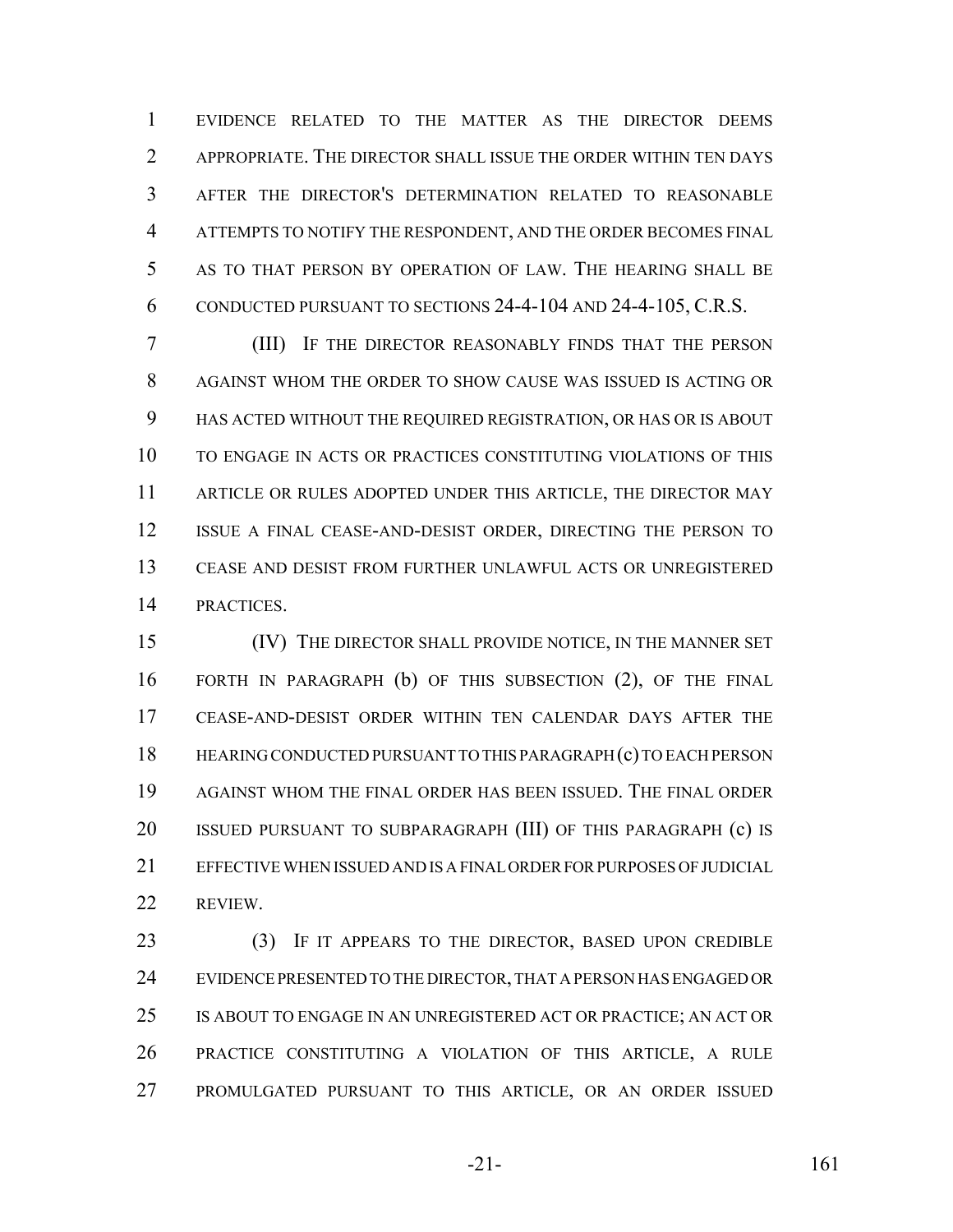EVIDENCE RELATED TO THE MATTER AS THE DIRECTOR DEEMS APPROPRIATE. THE DIRECTOR SHALL ISSUE THE ORDER WITHIN TEN DAYS AFTER THE DIRECTOR'S DETERMINATION RELATED TO REASONABLE ATTEMPTS TO NOTIFY THE RESPONDENT, AND THE ORDER BECOMES FINAL AS TO THAT PERSON BY OPERATION OF LAW. THE HEARING SHALL BE CONDUCTED PURSUANT TO SECTIONS 24-4-104 AND 24-4-105, C.R.S.

(III) IF THE DIRECTOR REASONABLY FINDS THAT THE PERSON AGAINST WHOM THE ORDER TO SHOW CAUSE WAS ISSUED IS ACTING OR HAS ACTED WITHOUT THE REQUIRED REGISTRATION, OR HAS OR IS ABOUT TO ENGAGE IN ACTS OR PRACTICES CONSTITUTING VIOLATIONS OF THIS ARTICLE OR RULES ADOPTED UNDER THIS ARTICLE, THE DIRECTOR MAY ISSUE A FINAL CEASE-AND-DESIST ORDER, DIRECTING THE PERSON TO CEASE AND DESIST FROM FURTHER UNLAWFUL ACTS OR UNREGISTERED PRACTICES.

(IV) THE DIRECTOR SHALL PROVIDE NOTICE, IN THE MANNER SET FORTH IN PARAGRAPH (b) OF THIS SUBSECTION (2), OF THE FINAL CEASE-AND-DESIST ORDER WITHIN TEN CALENDAR DAYS AFTER THE HEARING CONDUCTED PURSUANT TO THIS PARAGRAPH (c) TO EACH PERSON AGAINST WHOM THE FINAL ORDER HAS BEEN ISSUED. THE FINAL ORDER ISSUED PURSUANT TO SUBPARAGRAPH (III) OF THIS PARAGRAPH (c) IS EFFECTIVE WHEN ISSUED AND IS A FINAL ORDER FOR PURPOSES OF JUDICIAL REVIEW.

(3) IF IT APPEARS TO THE DIRECTOR, BASED UPON CREDIBLE EVIDENCE PRESENTED TO THE DIRECTOR, THAT A PERSON HAS ENGAGED OR IS ABOUT TO ENGAGE IN AN UNREGISTERED ACT OR PRACTICE; AN ACT OR PRACTICE CONSTITUTING A VIOLATION OF THIS ARTICLE, A RULE PROMULGATED PURSUANT TO THIS ARTICLE, OR AN ORDER ISSUED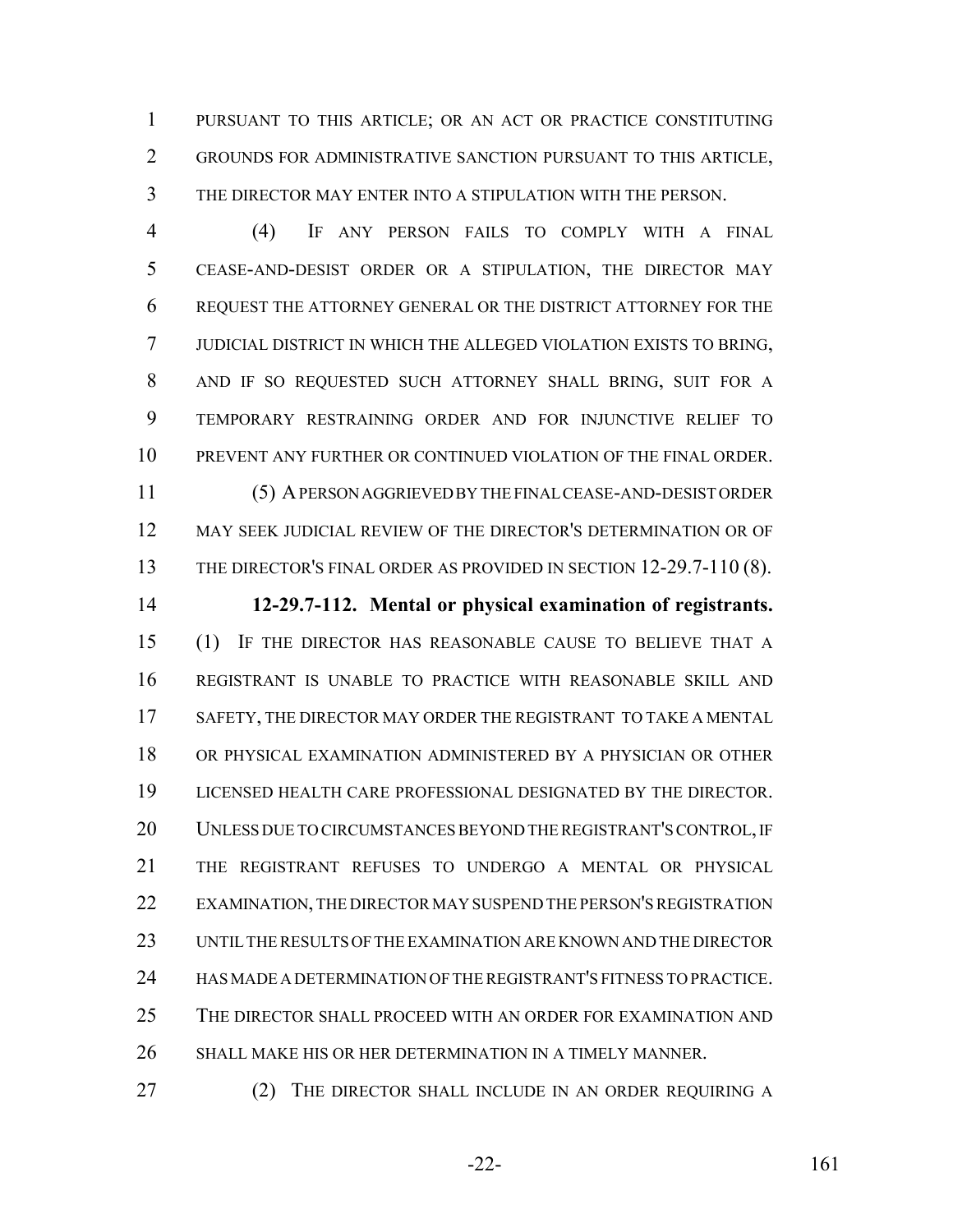PURSUANT TO THIS ARTICLE; OR AN ACT OR PRACTICE CONSTITUTING GROUNDS FOR ADMINISTRATIVE SANCTION PURSUANT TO THIS ARTICLE, THE DIRECTOR MAY ENTER INTO A STIPULATION WITH THE PERSON.

(4) IF ANY PERSON FAILS TO COMPLY WITH A FINAL CEASE-AND-DESIST ORDER OR A STIPULATION, THE DIRECTOR MAY REQUEST THE ATTORNEY GENERAL OR THE DISTRICT ATTORNEY FOR THE JUDICIAL DISTRICT IN WHICH THE ALLEGED VIOLATION EXISTS TO BRING, AND IF SO REQUESTED SUCH ATTORNEY SHALL BRING, SUIT FOR A TEMPORARY RESTRAINING ORDER AND FOR INJUNCTIVE RELIEF TO PREVENT ANY FURTHER OR CONTINUED VIOLATION OF THE FINAL ORDER.

(5) A PERSON AGGRIEVED BY THE FINAL CEASE-AND-DESIST ORDER MAY SEEK JUDICIAL REVIEW OF THE DIRECTOR'S DETERMINATION OR OF THE DIRECTOR'S FINAL ORDER AS PROVIDED IN SECTION 12-29.7-110 (8).

**12-29.7-112. Mental or physical examination of registrants.** (1) IF THE DIRECTOR HAS REASONABLE CAUSE TO BELIEVE THAT A REGISTRANT IS UNABLE TO PRACTICE WITH REASONABLE SKILL AND SAFETY, THE DIRECTOR MAY ORDER THE REGISTRANT TO TAKE A MENTAL OR PHYSICAL EXAMINATION ADMINISTERED BY A PHYSICIAN OR OTHER LICENSED HEALTH CARE PROFESSIONAL DESIGNATED BY THE DIRECTOR. UNLESS DUE TO CIRCUMSTANCES BEYOND THE REGISTRANT'S CONTROL, IF THE REGISTRANT REFUSES TO UNDERGO A MENTAL OR PHYSICAL EXAMINATION, THE DIRECTOR MAY SUSPEND THE PERSON'S REGISTRATION UNTIL THE RESULTS OF THE EXAMINATION ARE KNOWN AND THE DIRECTOR HAS MADE A DETERMINATION OF THE REGISTRANT'S FITNESS TO PRACTICE. THE DIRECTOR SHALL PROCEED WITH AN ORDER FOR EXAMINATION AND SHALL MAKE HIS OR HER DETERMINATION IN A TIMELY MANNER.

(2) THE DIRECTOR SHALL INCLUDE IN AN ORDER REQUIRING A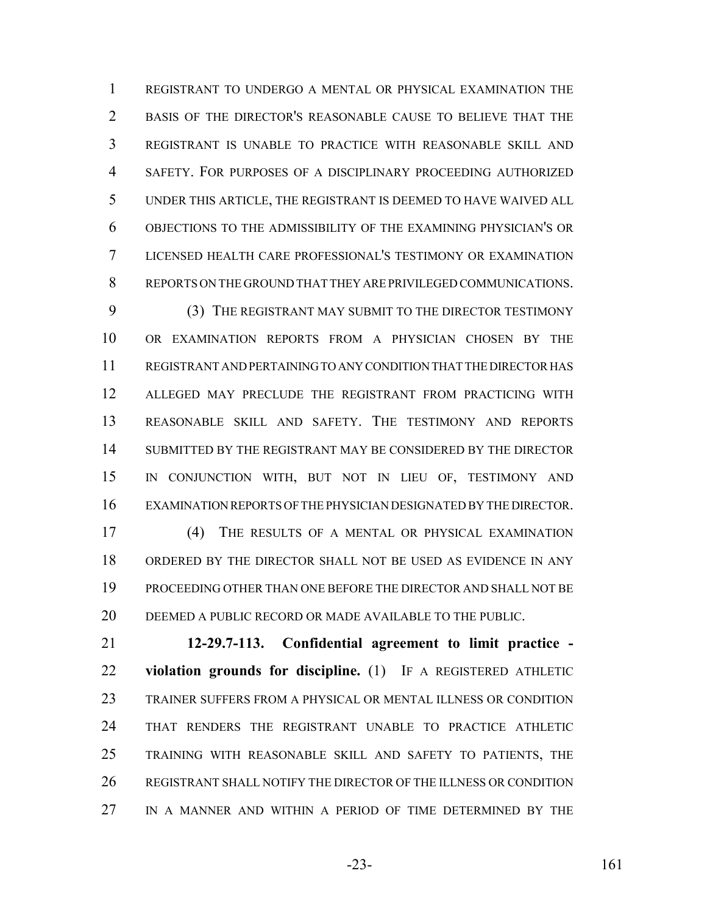REGISTRANT TO UNDERGO A MENTAL OR PHYSICAL EXAMINATION THE BASIS OF THE DIRECTOR'S REASONABLE CAUSE TO BELIEVE THAT THE REGISTRANT IS UNABLE TO PRACTICE WITH REASONABLE SKILL AND SAFETY. FOR PURPOSES OF A DISCIPLINARY PROCEEDING AUTHORIZED UNDER THIS ARTICLE, THE REGISTRANT IS DEEMED TO HAVE WAIVED ALL OBJECTIONS TO THE ADMISSIBILITY OF THE EXAMINING PHYSICIAN'S OR LICENSED HEALTH CARE PROFESSIONAL'S TESTIMONY OR EXAMINATION REPORTS ON THE GROUND THAT THEY ARE PRIVILEGED COMMUNICATIONS.

(3) THE REGISTRANT MAY SUBMIT TO THE DIRECTOR TESTIMONY OR EXAMINATION REPORTS FROM A PHYSICIAN CHOSEN BY THE REGISTRANT AND PERTAINING TO ANY CONDITION THAT THE DIRECTOR HAS ALLEGED MAY PRECLUDE THE REGISTRANT FROM PRACTICING WITH REASONABLE SKILL AND SAFETY. THE TESTIMONY AND REPORTS SUBMITTED BY THE REGISTRANT MAY BE CONSIDERED BY THE DIRECTOR IN CONJUNCTION WITH, BUT NOT IN LIEU OF, TESTIMONY AND EXAMINATION REPORTS OF THE PHYSICIAN DESIGNATED BY THE DIRECTOR.

(4) THE RESULTS OF A MENTAL OR PHYSICAL EXAMINATION ORDERED BY THE DIRECTOR SHALL NOT BE USED AS EVIDENCE IN ANY PROCEEDING OTHER THAN ONE BEFORE THE DIRECTOR AND SHALL NOT BE DEEMED A PUBLIC RECORD OR MADE AVAILABLE TO THE PUBLIC.

**12-29.7-113. Confidential agreement to limit practice - violation grounds for discipline.** (1) IF A REGISTERED ATHLETIC TRAINER SUFFERS FROM A PHYSICAL OR MENTAL ILLNESS OR CONDITION THAT RENDERS THE REGISTRANT UNABLE TO PRACTICE ATHLETIC TRAINING WITH REASONABLE SKILL AND SAFETY TO PATIENTS, THE REGISTRANT SHALL NOTIFY THE DIRECTOR OF THE ILLNESS OR CONDITION IN A MANNER AND WITHIN A PERIOD OF TIME DETERMINED BY THE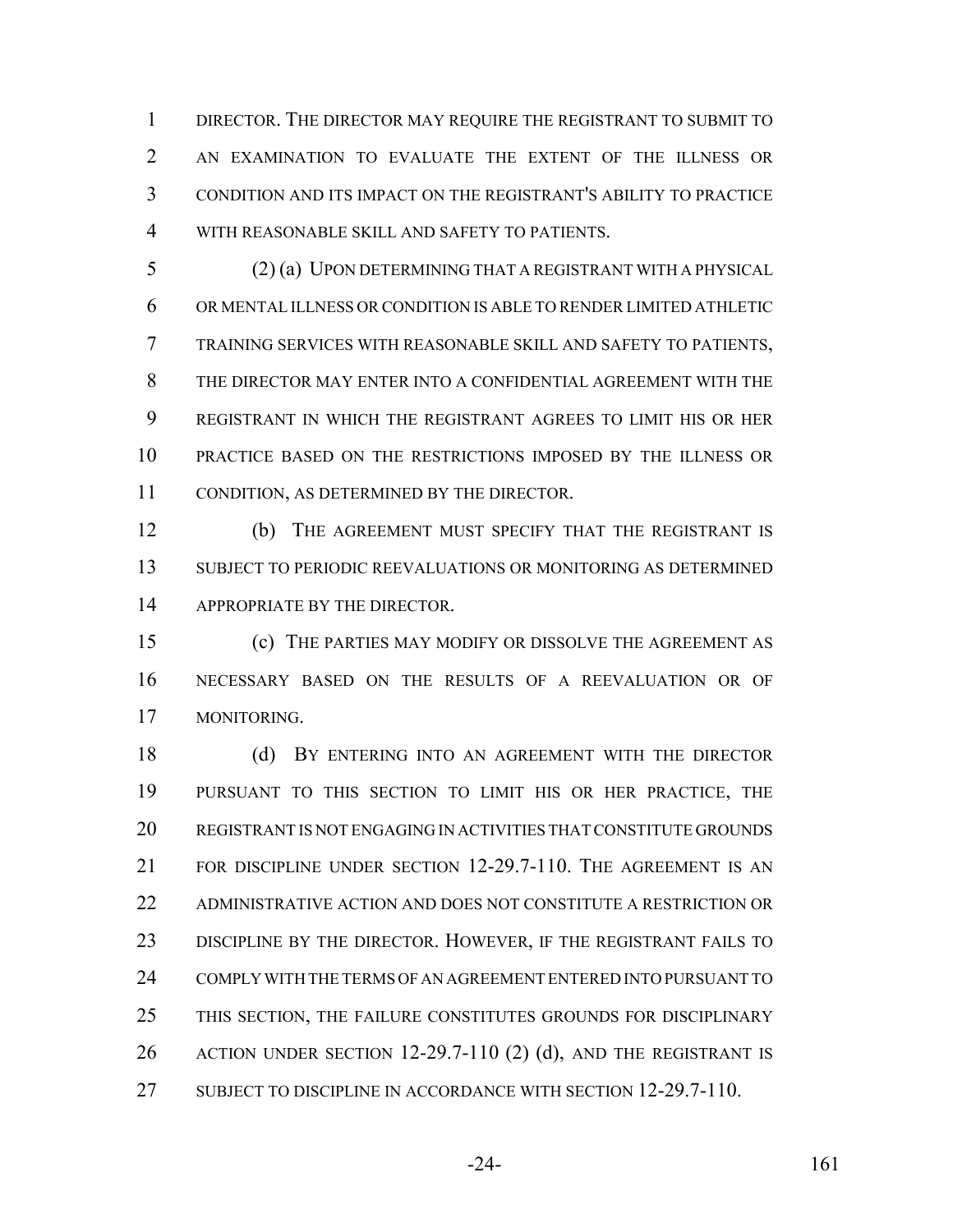DIRECTOR. THE DIRECTOR MAY REQUIRE THE REGISTRANT TO SUBMIT TO AN EXAMINATION TO EVALUATE THE EXTENT OF THE ILLNESS OR CONDITION AND ITS IMPACT ON THE REGISTRANT'S ABILITY TO PRACTICE WITH REASONABLE SKILL AND SAFETY TO PATIENTS.

(2) (a) UPON DETERMINING THAT A REGISTRANT WITH A PHYSICAL OR MENTAL ILLNESS OR CONDITION IS ABLE TO RENDER LIMITED ATHLETIC TRAINING SERVICES WITH REASONABLE SKILL AND SAFETY TO PATIENTS, THE DIRECTOR MAY ENTER INTO A CONFIDENTIAL AGREEMENT WITH THE REGISTRANT IN WHICH THE REGISTRANT AGREES TO LIMIT HIS OR HER PRACTICE BASED ON THE RESTRICTIONS IMPOSED BY THE ILLNESS OR CONDITION, AS DETERMINED BY THE DIRECTOR.

(b) THE AGREEMENT MUST SPECIFY THAT THE REGISTRANT IS SUBJECT TO PERIODIC REEVALUATIONS OR MONITORING AS DETERMINED APPROPRIATE BY THE DIRECTOR.

(c) THE PARTIES MAY MODIFY OR DISSOLVE THE AGREEMENT AS NECESSARY BASED ON THE RESULTS OF A REEVALUATION OR OF MONITORING.

(d) BY ENTERING INTO AN AGREEMENT WITH THE DIRECTOR PURSUANT TO THIS SECTION TO LIMIT HIS OR HER PRACTICE, THE REGISTRANT IS NOT ENGAGING IN ACTIVITIES THAT CONSTITUTE GROUNDS FOR DISCIPLINE UNDER SECTION 12-29.7-110. THE AGREEMENT IS AN ADMINISTRATIVE ACTION AND DOES NOT CONSTITUTE A RESTRICTION OR DISCIPLINE BY THE DIRECTOR. HOWEVER, IF THE REGISTRANT FAILS TO COMPLY WITH THE TERMS OF AN AGREEMENT ENTERED INTO PURSUANT TO THIS SECTION, THE FAILURE CONSTITUTES GROUNDS FOR DISCIPLINARY ACTION UNDER SECTION 12-29.7-110 (2) (d), AND THE REGISTRANT IS SUBJECT TO DISCIPLINE IN ACCORDANCE WITH SECTION 12-29.7-110.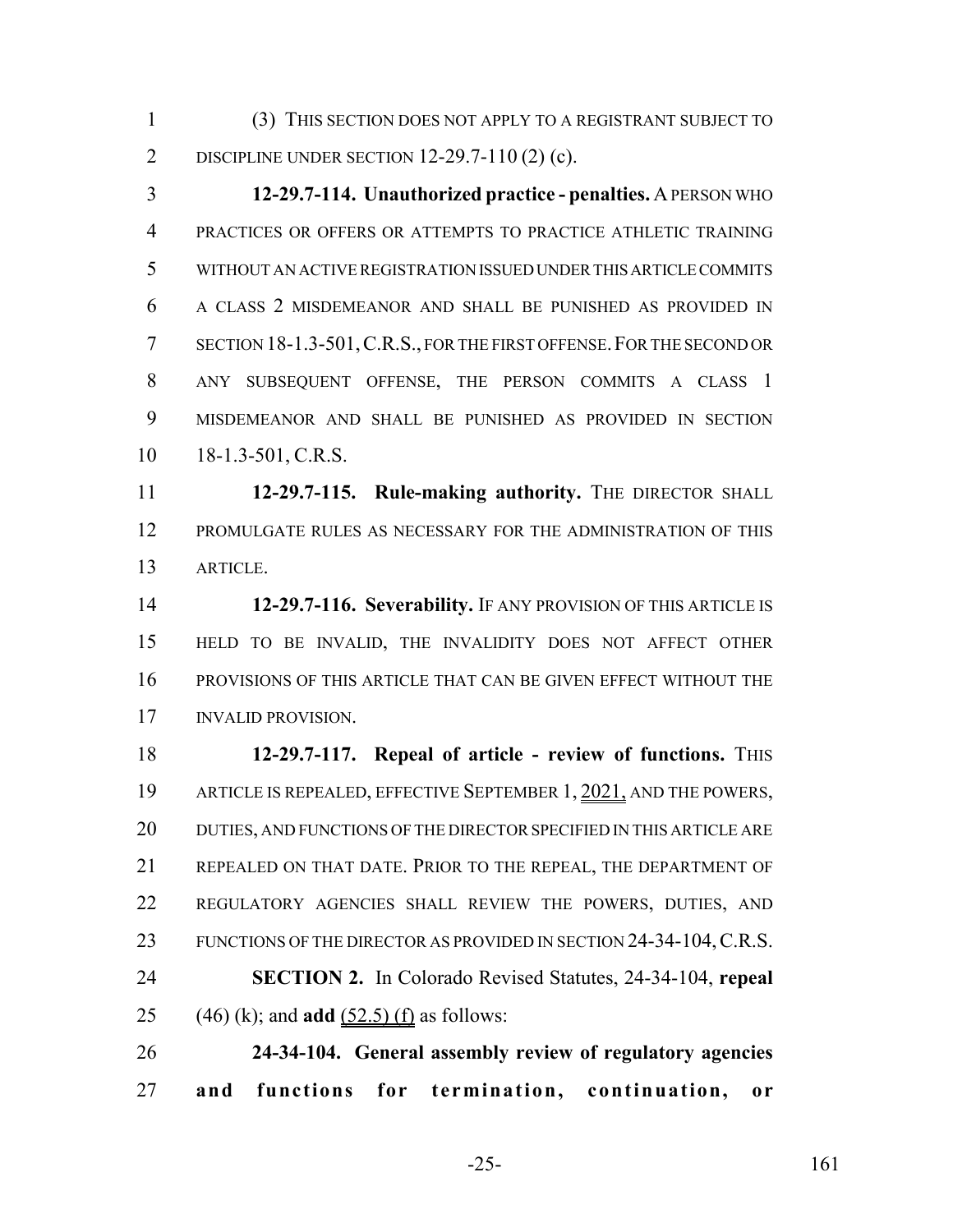(3) THIS SECTION DOES NOT APPLY TO A REGISTRANT SUBJECT TO DISCIPLINE UNDER SECTION 12-29.7-110 (2) (c).

**12-29.7-114. Unauthorized practice - penalties.** A PERSON WHO PRACTICES OR OFFERS OR ATTEMPTS TO PRACTICE ATHLETIC TRAINING WITHOUT AN ACTIVE REGISTRATION ISSUED UNDER THIS ARTICLE COMMITS A CLASS 2 MISDEMEANOR AND SHALL BE PUNISHED AS PROVIDED IN SECTION 18-1.3-501, C.R.S., FOR THE FIRST OFFENSE. FOR THE SECOND OR ANY SUBSEQUENT OFFENSE, THE PERSON COMMITS A CLASS 1 MISDEMEANOR AND SHALL BE PUNISHED AS PROVIDED IN SECTION 18-1.3-501, C.R.S.

**12-29.7-115. Rule-making authority.** THE DIRECTOR SHALL PROMULGATE RULES AS NECESSARY FOR THE ADMINISTRATION OF THIS ARTICLE.

**12-29.7-116. Severability.** IF ANY PROVISION OF THIS ARTICLE IS HELD TO BE INVALID, THE INVALIDITY DOES NOT AFFECT OTHER PROVISIONS OF THIS ARTICLE THAT CAN BE GIVEN EFFECT WITHOUT THE INVALID PROVISION.

**12-29.7-117. Repeal of article - review of functions.** THIS ARTICLE IS REPEALED, EFFECTIVE SEPTEMBER 1, 2021, AND THE POWERS, DUTIES, AND FUNCTIONS OF THE DIRECTOR SPECIFIED IN THIS ARTICLE ARE REPEALED ON THAT DATE. PRIOR TO THE REPEAL, THE DEPARTMENT OF REGULATORY AGENCIES SHALL REVIEW THE POWERS, DUTIES, AND FUNCTIONS OF THE DIRECTOR AS PROVIDED IN SECTION 24-34-104, C.R.S.

**SECTION 2.** In Colorado Revised Statutes, 24-34-104, **repeal** (46) (k); and **add** (52.5) (f) as follows:

**24-34-104. General assembly review of regulatory agencies and functions for termination, continuation, or**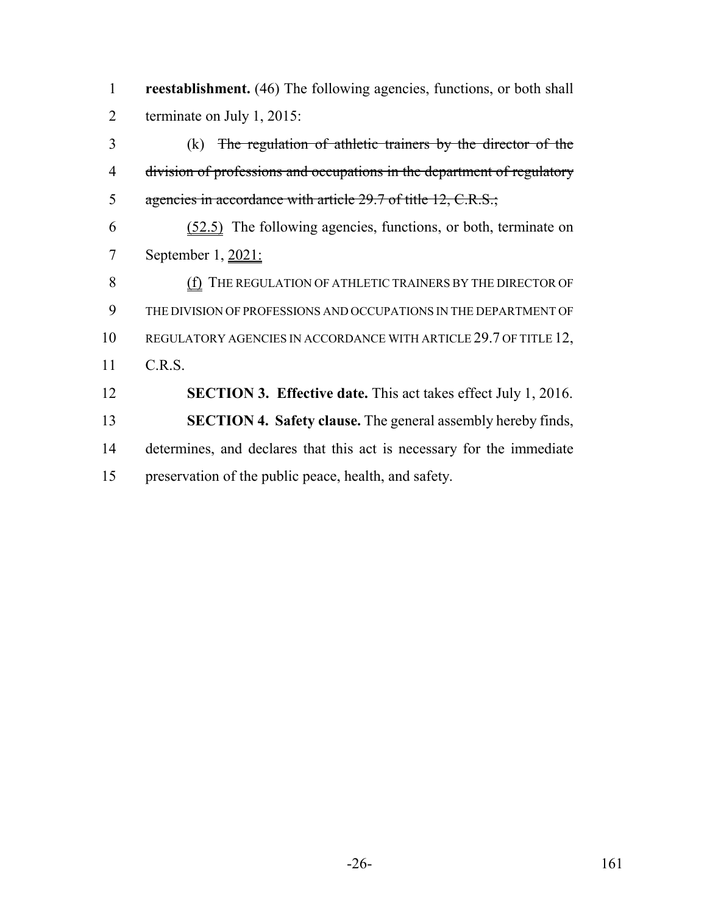**reestablishment.** (46) The following agencies, functions, or both shall terminate on July 1, 2015:

(k) ~~The regulation of athletic trainers by the director of the division of professions and occupations in the department of regulatory agencies in accordance with article 29.7 of title 12, C.R.S.;~~

<u>(52.5)</u> The following agencies, functions, or both, terminate on September 1, <u>2021:</u>

<u>(f)</u> THE REGULATION OF ATHLETIC TRAINERS BY THE DIRECTOR OF THE DIVISION OF PROFESSIONS AND OCCUPATIONS IN THE DEPARTMENT OF REGULATORY AGENCIES IN ACCORDANCE WITH ARTICLE 29.7 OF TITLE 12, C.R.S.

**SECTION 3. Effective date.** This act takes effect July 1, 2016.

**SECTION 4. Safety clause.** The general assembly hereby finds, determines, and declares that this act is necessary for the immediate preservation of the public peace, health, and safety.